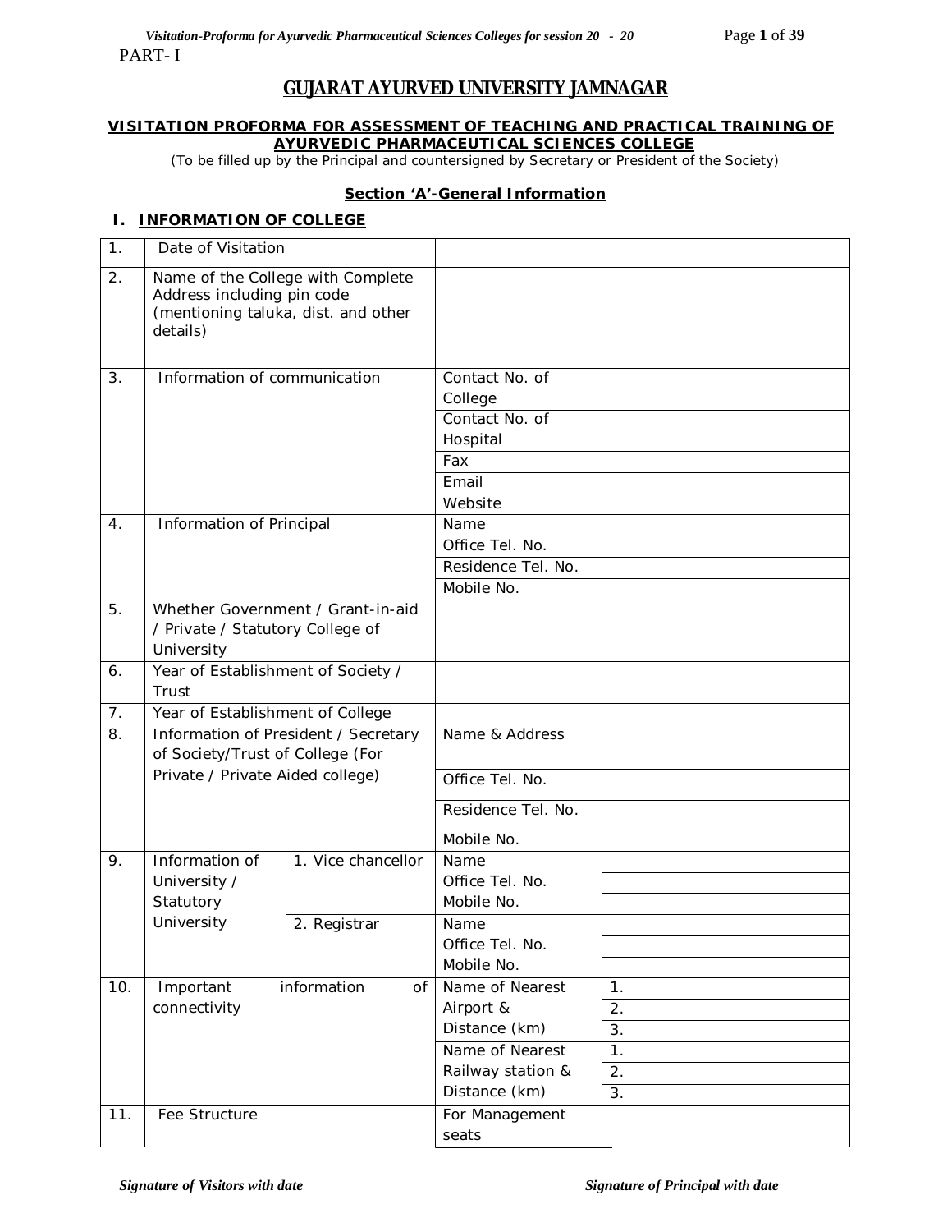PART- I

# GUJARAT AYURVED UNIVERSITY JAMNAGAR

## VISITATION PROFORMA FOR ASSESSMENT OF TEACHING AND PRACTICAL TRAINING OF AYURVEDIC PHARMACEUTICAL SCIENCES COLLEGE

(To be filled up by the Principal and countersigned by Secretary or President of the Society)

### Section 'A'-General Information

**I. INFORMATION OF COLLEGE**

| | | | | |
|---|---|---|---|---|
| 1. | Date of Visitation | | | |
| 2. | Name of the College with Complete Address including pin code (mentioning taluka, dist. and other details) | | | |
| 3. | Information of communication | | Contact No. of College | |
| | | | Contact No. of Hospital | |
| | | | Fax | |
| | | | Email | |
| | | | Website | |
| 4. | Information of Principal | | Name | |
| | | | Office Tel. No. | |
| | | | Residence Tel. No. | |
| | | | Mobile No. | |
| 5. | Whether Government / Grant-in-aid / Private / Statutory College of University | | | |
| 6. | Year of Establishment of Society / Trust | | | |
| 7. | Year of Establishment of College | | | |
| 8. | Information of President / Secretary of Society/Trust of College (For Private / Private Aided college) | | Name & Address | |
| | | | Office Tel. No. | |
| | | | Residence Tel. No. | |
| | | | Mobile No. | |
| 9. | Information of University / Statutory University | 1. Vice chancellor | Name | |
| | | | Office Tel. No. | |
| | | | Mobile No. | |
| | | 2. Registrar | Name | |
| | | | Office Tel. No. | |
| | | | Mobile No. | |
| 10. | Important information of connectivity | | Name of Nearest Airport & Distance (km) | 1. |
| | | | | 2. |
| | | | | 3. |
| | | | Name of Nearest Railway station & Distance (km) | 1. |
| | | | | 2. |
| | | | | 3. |
| 11. | Fee Structure | | For Management seats | |

*Signature of Visitors with date* *Signature of Principal with date*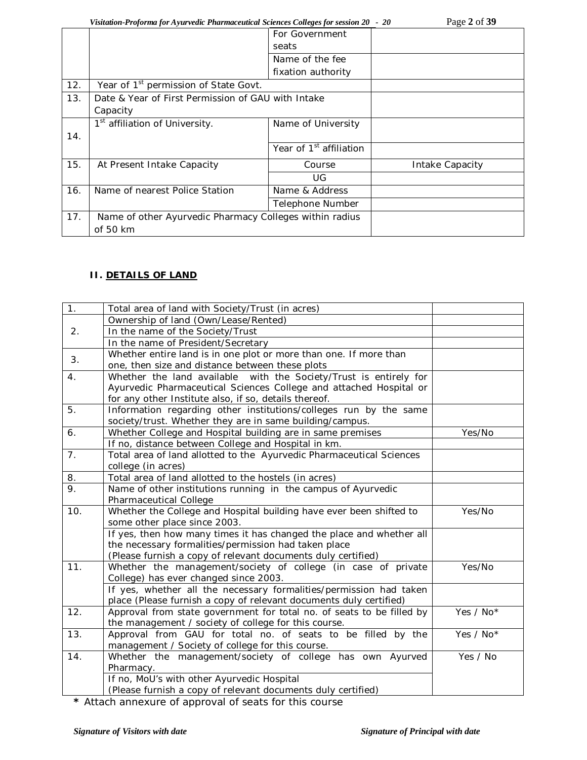| | | | |
|---|---|---|---|
| | | For Government seats | |
| | | Name of the fee fixation authority | |
| 12. | Year of 1st permission of State Govt. | | |
| 13. | Date & Year of First Permission of GAU with Intake Capacity | | |
| 14. | 1st affiliation of University. | Name of University | |
| | | Year of 1st affiliation | |
| 15. | At Present Intake Capacity | Course | Intake Capacity |
| | | UG | |
| 16. | Name of nearest Police Station | Name & Address | |
| | | Telephone Number | |
| 17. | Name of other Ayurvedic Pharmacy Colleges within radius of 50 km | | |

## II. DETAILS OF LAND

| | | |
|---|---|---|
| 1. | Total area of land with Society/Trust (in acres) | |
| 2. | Ownership of land (Own/Lease/Rented) | |
| | In the name of the Society/Trust | |
| | In the name of President/Secretary | |
| 3. | Whether entire land is in one plot or more than one. If more than one, then size and distance between these plots | |
| 4. | Whether the land available with the Society/Trust is entirely for Ayurvedic Pharmaceutical Sciences College and attached Hospital or for any other Institute also, if so, details thereof. | |
| 5. | Information regarding other institutions/colleges run by the same society/trust. Whether they are in same building/campus. | |
| 6. | Whether College and Hospital building are in same premises | Yes/No |
| | If no, distance between College and Hospital in km. | |
| 7. | Total area of land allotted to the Ayurvedic Pharmaceutical Sciences college (in acres) | |
| 8. | Total area of land allotted to the hostels (in acres) | |
| 9. | Name of other institutions running in the campus of Ayurvedic Pharmaceutical College | |
| 10. | Whether the College and Hospital building have ever been shifted to some other place since 2003. | Yes/No |
| | If yes, then how many times it has changed the place and whether all the necessary formalities/permission had taken place (Please furnish a copy of relevant documents duly certified) | |
| 11. | Whether the management/society of college (in case of private College) has ever changed since 2003. | Yes/No |
| | If yes, whether all the necessary formalities/permission had taken place (Please furnish a copy of relevant documents duly certified) | |
| 12. | Approval from state government for total no. of seats to be filled by the management / society of college for this course. | Yes / No* |
| 13. | Approval from GAU for total no. of seats to be filled by the management / Society of college for this course. | Yes / No* |
| 14. | Whether the management/society of college has own Ayurved Pharmacy. | Yes / No |
| | If no, MoU's with other Ayurvedic Hospital (Please furnish a copy of relevant documents duly certified) | |

\* Attach annexure of approval of seats for this course

*Signature of Visitors with date* *Signature of Principal with date*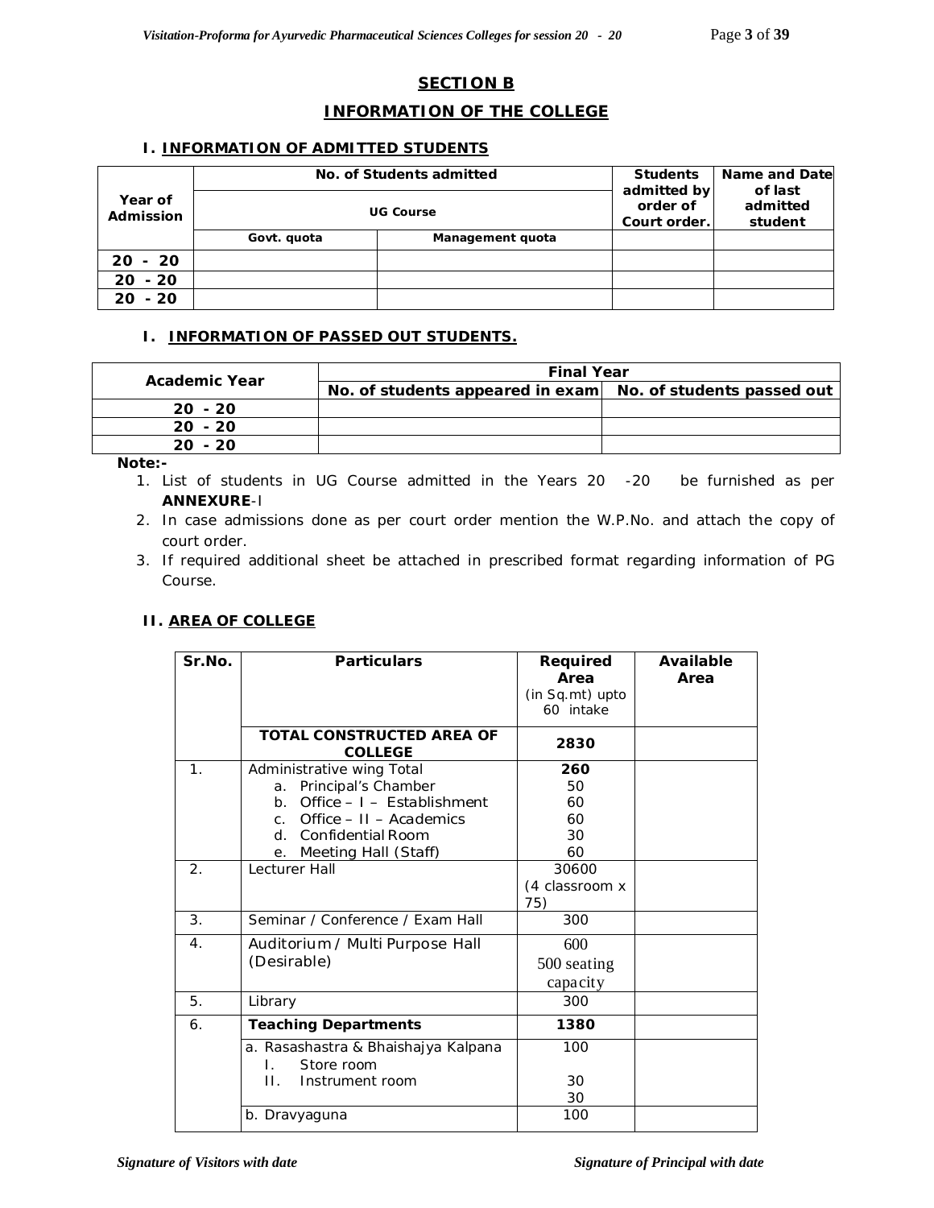## SECTION B

## INFORMATION OF THE COLLEGE

### I. INFORMATION OF ADMITTED STUDENTS

| Year of Admission | No. of Students admitted | | Students admitted by order of Court order. | Name and Date of last admitted student |
|---|---|---|---|---|
| | UG Course | | | |
| | Govt. quota | Management quota | | |
| 20 - 20 | | | | |
| 20 - 20 | | | | |
| 20 - 20 | | | | |

### I. INFORMATION OF PASSED OUT STUDENTS.

| Academic Year | Final Year | |
|---|---|---|
| | No. of students appeared in exam | No. of students passed out |
| 20 - 20 | | |
| 20 - 20 | | |
| 20 - 20 | | |

**Note:-**

1. List of students in UG Course admitted in the Years 20 -20 be furnished as per **ANNEXURE**-I
2. In case admissions done as per court order mention the W.P.No. and attach the copy of court order.
3. If required additional sheet be attached in prescribed format regarding information of PG Course.

### II. AREA OF COLLEGE

| Sr.No. | Particulars | Required Area (in Sq.mt) upto 60 intake | Available Area |
|---|---|---|---|
| | **TOTAL CONSTRUCTED AREA OF COLLEGE** | **2830** | |
| 1. | Administrative wing Total<br>a. Principal's Chamber<br>b. Office – I – Establishment<br>c. Office – II – Academics<br>d. Confidential Room<br>e. Meeting Hall (Staff) | **260**<br>50<br>60<br>60<br>30<br>60 | |
| 2. | Lecturer Hall | 30600<br>(4 classroom x 75) | |
| 3. | Seminar / Conference / Exam Hall | 300 | |
| 4. | Auditorium / Multi Purpose Hall (Desirable) | 600<br>500 seating capacity | |
| 5. | Library | 300 | |
| 6. | **Teaching Departments** | **1380** | |
| | a. Rasashastra & Bhaishajya Kalpana<br>I. Store room<br>II. Instrument room | 100<br><br>30<br>30 | |
| | b. Dravyaguna | 100 | |

*Signature of Visitors with date* *Signature of Principal with date*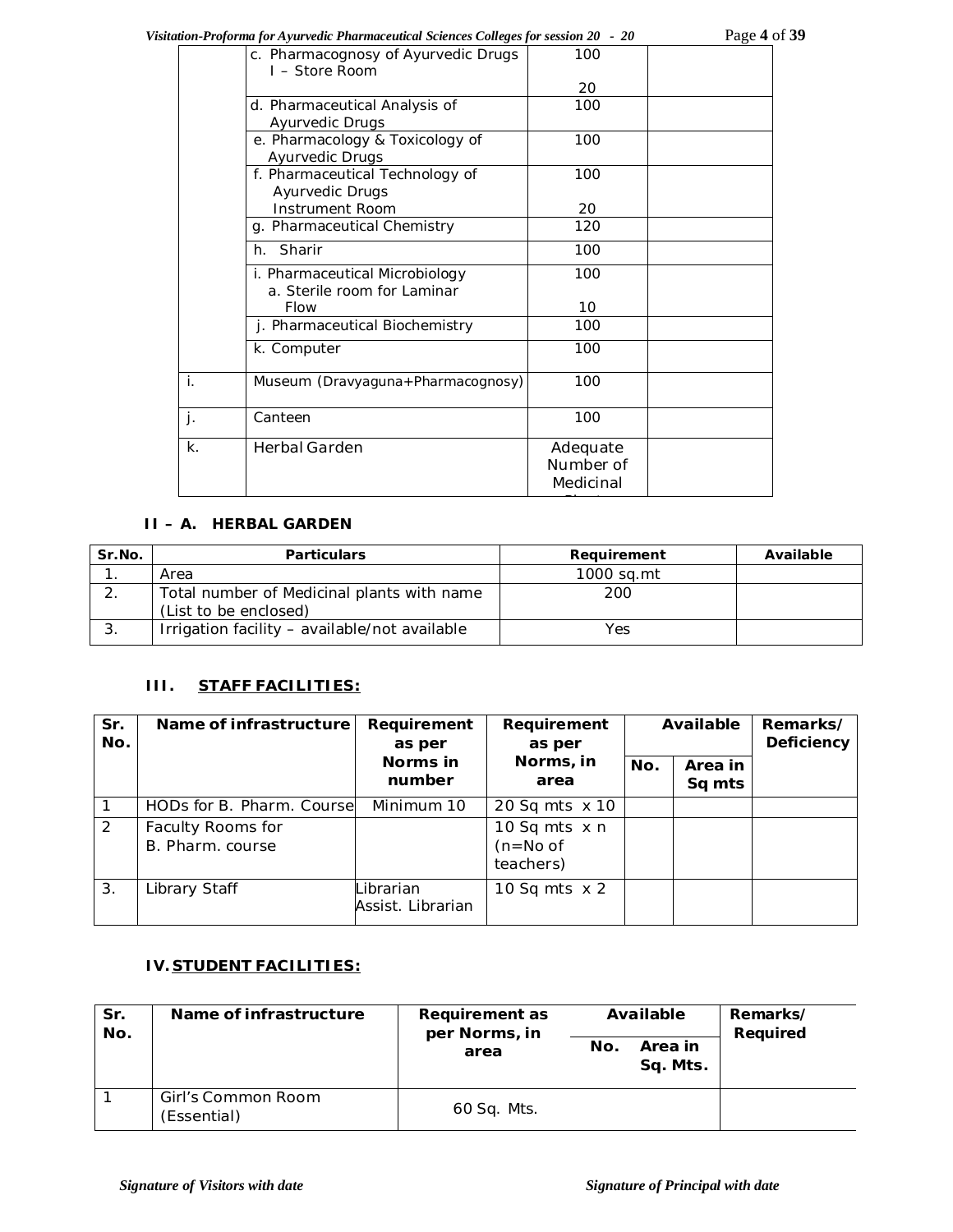| | | | |
|---|---|---|---|
| | c. Pharmacognosy of Ayurvedic Drugs<br>I – Store Room | 100<br><br>20 | |
| | d. Pharmaceutical Analysis of Ayurvedic Drugs | 100 | |
| | e. Pharmacology & Toxicology of Ayurvedic Drugs | 100 | |
| | f. Pharmaceutical Technology of Ayurvedic Drugs<br>Instrument Room | 100<br><br>20 | |
| | g. Pharmaceutical Chemistry | 120 | |
| | h. Sharir | 100 | |
| | i. Pharmaceutical Microbiology<br>a. Sterile room for Laminar Flow | 100<br><br>10 | |
| | j. Pharmaceutical Biochemistry | 100 | |
| | k. Computer | 100 | |
| i. | Museum (Dravyaguna+Pharmacognosy) | 100 | |
| j. | Canteen | 100 | |
| k. | Herbal Garden | Adequate Number of Medicinal | |

### II – A. HERBAL GARDEN

| Sr.No. | Particulars | Requirement | Available |
|---|---|---|---|
| 1. | Area | 1000 sq.mt | |
| 2. | Total number of Medicinal plants with name (List to be enclosed) | 200 | |
| 3. | Irrigation facility – available/not available | Yes | |

### III. STAFF FACILITIES:

| Sr. No. | Name of infrastructure | Requirement as per Norms in number | Requirement as per Norms, in area | Available | | Remarks/ Deficiency |
|---|---|---|---|---|---|---|
| | | | | No. | Area in Sq mts | |
| 1 | HODs for B. Pharm. Course | Minimum 10 | 20 Sq mts x 10 | | | |
| 2 | Faculty Rooms for B. Pharm. course | | 10 Sq mts x n (n=No of teachers) | | | |
| 3. | Library Staff | Librarian<br>Assist. Librarian | 10 Sq mts x 2 | | | |

### IV. STUDENT FACILITIES:

| Sr. No. | Name of infrastructure | Requirement as per Norms, in area | Available | | Remarks/ Required |
|---|---|---|---|---|---|
| | | | No. | Area in Sq. Mts. | |
| 1 | Girl's Common Room (Essential) | 60 Sq. Mts. | | | |

*Signature of Visitors with date* *Signature of Principal with date*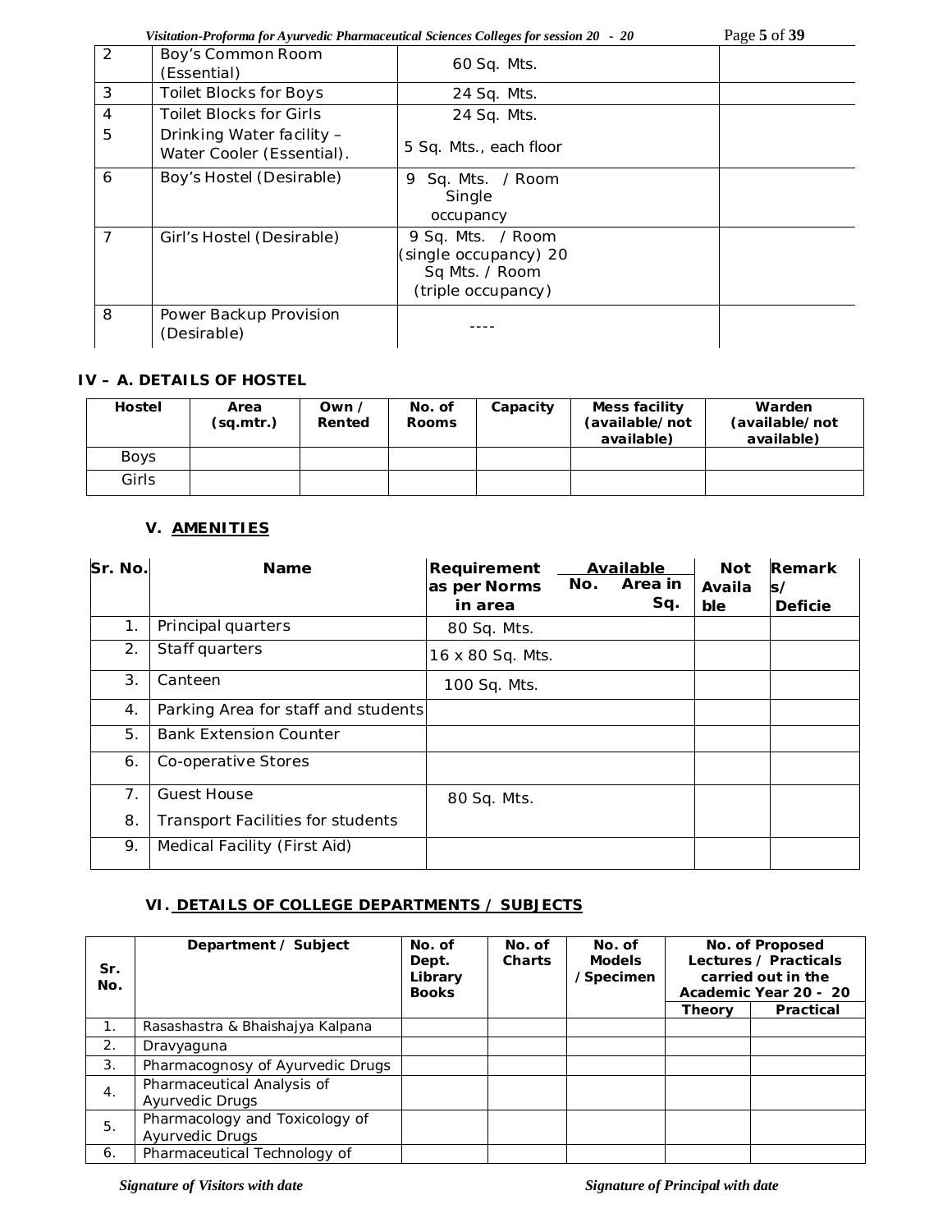| 2 | Boy's Common Room (Essential) | 60 Sq. Mts. | |
|---|---|---|---|
| 3 | Toilet Blocks for Boys | 24 Sq. Mts. | |
| 4 | Toilet Blocks for Girls | 24 Sq. Mts. | |
| 5 | Drinking Water facility – Water Cooler (Essential). | 5 Sq. Mts., each floor | |
| 6 | Boy's Hostel (Desirable) | 9 Sq. Mts. / Room Single occupancy | |
| 7 | Girl's Hostel (Desirable) | 9 Sq. Mts. / Room (single occupancy) 20 Sq Mts. / Room (triple occupancy) | |
| 8 | Power Backup Provision (Desirable) | ---- | |

**IV – A. DETAILS OF HOSTEL**

| Hostel | Area (sq.mtr.) | Own / Rented | No. of Rooms | Capacity | Mess facility (available/not available) | Warden (available/not available) |
|---|---|---|---|---|---|---|
| Boys | | | | | | |
| Girls | | | | | | |

## V. AMENITIES

| Sr. No. | Name | Requirement as per Norms in area | Available | | Not Available | Remarks/ Deficie |
|---|---|---|---|---|---|---|
| | | | No. | Area in Sq. | | |
| 1. | Principal quarters | 80 Sq. Mts. | | | | |
| 2. | Staff quarters | 16 x 80 Sq. Mts. | | | | |
| 3. | Canteen | 100 Sq. Mts. | | | | |
| 4. | Parking Area for staff and students | | | | | |
| 5. | Bank Extension Counter | | | | | |
| 6. | Co-operative Stores | | | | | |
| 7. | Guest House | 80 Sq. Mts. | | | | |
| 8. | Transport Facilities for students | | | | | |
| 9. | Medical Facility (First Aid) | | | | | |

## VI. DETAILS OF COLLEGE DEPARTMENTS / SUBJECTS

| Sr. No. | Department / Subject | No. of Dept. Library Books | No. of Charts | No. of Models /Specimen | No. of Proposed Lectures / Practicals carried out in the Academic Year 20 - 20 | |
|---|---|---|---|---|---|---|
| | | | | | Theory | Practical |
| 1. | Rasashastra & Bhaishajya Kalpana | | | | | |
| 2. | Dravyaguna | | | | | |
| 3. | Pharmacognosy of Ayurvedic Drugs | | | | | |
| 4. | Pharmaceutical Analysis of Ayurvedic Drugs | | | | | |
| 5. | Pharmacology and Toxicology of Ayurvedic Drugs | | | | | |
| 6. | Pharmaceutical Technology of | | | | | |

*Signature of Visitors with date* *Signature of Principal with date*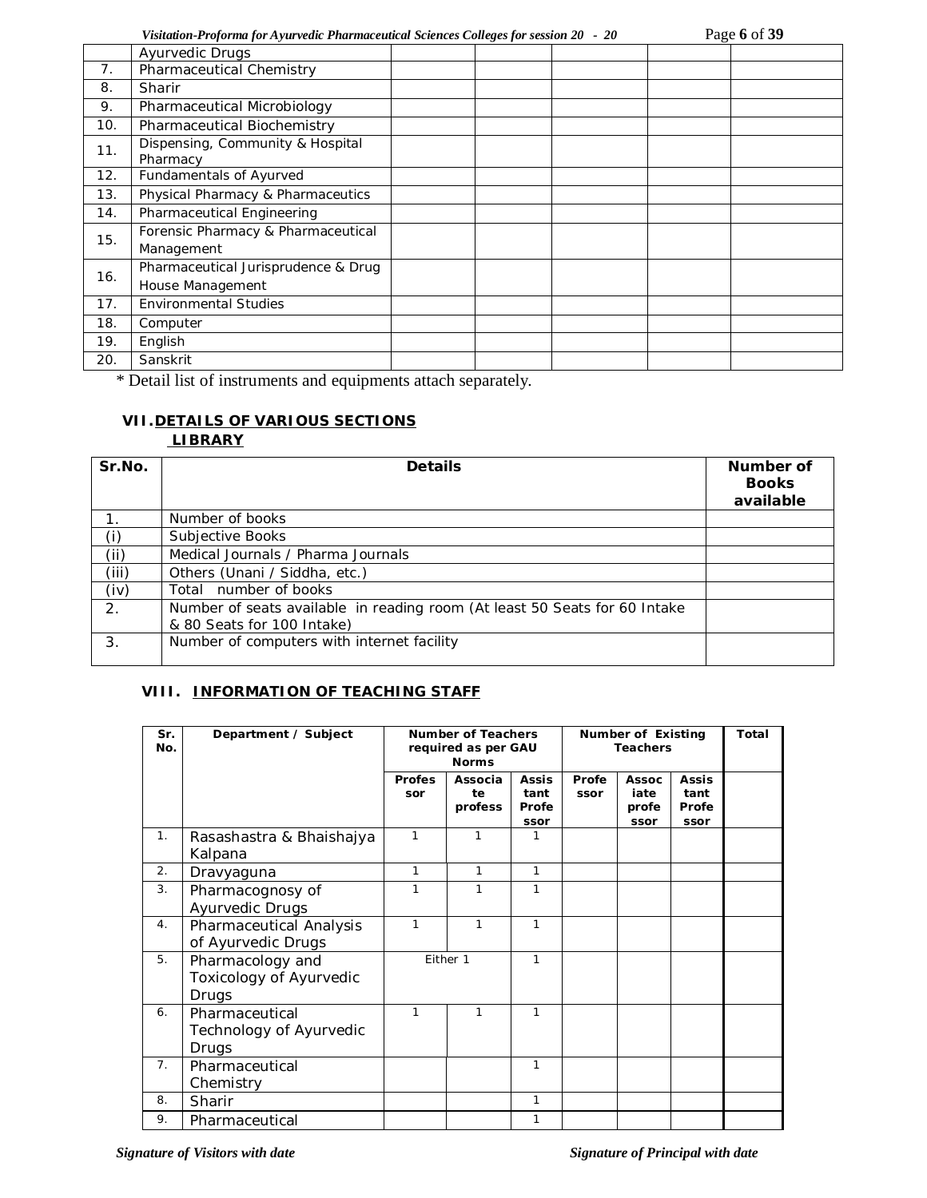| | Ayurvedic Drugs | | | | | |
|---|---|---|---|---|---|---|
| 7. | Pharmaceutical Chemistry | | | | | |
| 8. | Sharir | | | | | |
| 9. | Pharmaceutical Microbiology | | | | | |
| 10. | Pharmaceutical Biochemistry | | | | | |
| 11. | Dispensing, Community & Hospital Pharmacy | | | | | |
| 12. | Fundamentals of Ayurved | | | | | |
| 13. | Physical Pharmacy & Pharmaceutics | | | | | |
| 14. | Pharmaceutical Engineering | | | | | |
| 15. | Forensic Pharmacy & Pharmaceutical Management | | | | | |
| 16. | Pharmaceutical Jurisprudence & Drug House Management | | | | | |
| 17. | Environmental Studies | | | | | |
| 18. | Computer | | | | | |
| 19. | English | | | | | |
| 20. | Sanskrit | | | | | |

* Detail list of instruments and equipments attach separately.

## VII. DETAILS OF VARIOUS SECTIONS

### LIBRARY

| Sr.No. | Details | Number of Books available |
|---|---|---|
| 1. | Number of books | |
| (i) | Subjective Books | |
| (ii) | Medical Journals / Pharma Journals | |
| (iii) | Others (Unani / Siddha, etc.) | |
| (iv) | Total number of books | |
| 2. | Number of seats available in reading room (At least 50 Seats for 60 Intake & 80 Seats for 100 Intake) | |
| 3. | Number of computers with internet facility | |

## VIII. INFORMATION OF TEACHING STAFF

| Sr. No. | Department / Subject | Number of Teachers required as per GAU Norms | | | Number of Existing Teachers | | | Total |
|---|---|---|---|---|---|---|---|---|
| | | Professor | Associate professor | Assistant Professor | Professor | Associate professor | Assistant Professor | |
| 1. | Rasashastra & Bhaishajya Kalpana | 1 | 1 | 1 | | | | |
| 2. | Dravyaguna | 1 | 1 | 1 | | | | |
| 3. | Pharmacognosy of Ayurvedic Drugs | 1 | 1 | 1 | | | | |
| 4. | Pharmaceutical Analysis of Ayurvedic Drugs | 1 | 1 | 1 | | | | |
| 5. | Pharmacology and Toxicology of Ayurvedic Drugs | Either 1 | | 1 | | | | |
| 6. | Pharmaceutical Technology of Ayurvedic Drugs | 1 | 1 | 1 | | | | |
| 7. | Pharmaceutical Chemistry | | | 1 | | | | |
| 8. | Sharir | | | 1 | | | | |
| 9. | Pharmaceutical | | | 1 | | | | |

*Signature of Visitors with date* *Signature of Principal with date*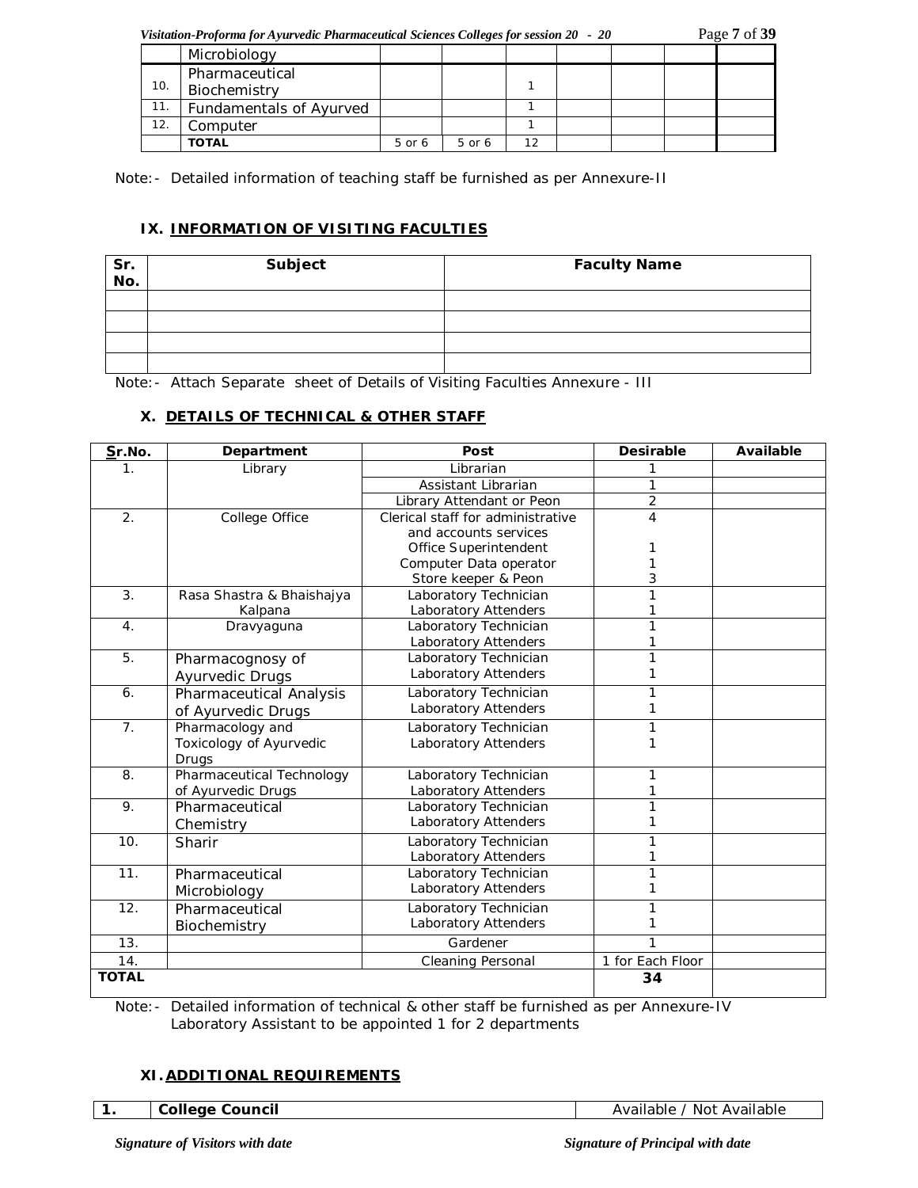| | Microbiology | | | | | | | |
|---|---|---|---|---|---|---|---|---|
| 10. | Pharmaceutical Biochemistry | | | 1 | | | | |
| 11. | Fundamentals of Ayurved | | | 1 | | | | |
| 12. | Computer | | | 1 | | | | |
| | **TOTAL** | 5 or 6 | 5 or 6 | 12 | | | | |

Note:- Detailed information of teaching staff be furnished as per Annexure-II

### IX. INFORMATION OF VISITING FACULTIES

| Sr. No. | Subject | Faculty Name |
|---|---|---|
| | | |
| | | |
| | | |
| | | |

Note:- Attach Separate sheet of Details of Visiting Faculties Annexure - III

### X. DETAILS OF TECHNICAL & OTHER STAFF

| Sr.No. | Department | Post | Desirable | Available |
|---|---|---|---|---|
| 1. | Library | Librarian | 1 | |
| | | Assistant Librarian | 1 | |
| | | Library Attendant or Peon | 2 | |
| 2. | College Office | Clerical staff for administrative and accounts services | 4 | |
| | | Office Superintendent | 1 | |
| | | Computer Data operator | 1 | |
| | | Store keeper & Peon | 3 | |
| 3. | Rasa Shastra & Bhaishajya Kalpana | Laboratory Technician | 1 | |
| | | Laboratory Attenders | 1 | |
| 4. | Dravyaguna | Laboratory Technician | 1 | |
| | | Laboratory Attenders | 1 | |
| 5. | Pharmacognosy of Ayurvedic Drugs | Laboratory Technician | 1 | |
| | | Laboratory Attenders | 1 | |
| 6. | Pharmaceutical Analysis of Ayurvedic Drugs | Laboratory Technician | 1 | |
| | | Laboratory Attenders | 1 | |
| 7. | Pharmacology and Toxicology of Ayurvedic Drugs | Laboratory Technician | 1 | |
| | | Laboratory Attenders | 1 | |
| 8. | Pharmaceutical Technology of Ayurvedic Drugs | Laboratory Technician | 1 | |
| | | Laboratory Attenders | 1 | |
| 9. | Pharmaceutical Chemistry | Laboratory Technician | 1 | |
| | | Laboratory Attenders | 1 | |
| 10. | Sharir | Laboratory Technician | 1 | |
| | | Laboratory Attenders | 1 | |
| 11. | Pharmaceutical Microbiology | Laboratory Technician | 1 | |
| | | Laboratory Attenders | 1 | |
| 12. | Pharmaceutical Biochemistry | Laboratory Technician | 1 | |
| | | Laboratory Attenders | 1 | |
| 13. | | Gardener | 1 | |
| 14. | | Cleaning Personal | 1 for Each Floor | |
| **TOTAL** | | | **34** | |

Note:- Detailed information of technical & other staff be furnished as per Annexure-IV
Laboratory Assistant to be appointed 1 for 2 departments

### XI. ADDITIONAL REQUIREMENTS

| 1. | College Council | Available / Not Available |
|---|---|---|

*Signature of Visitors with date* *Signature of Principal with date*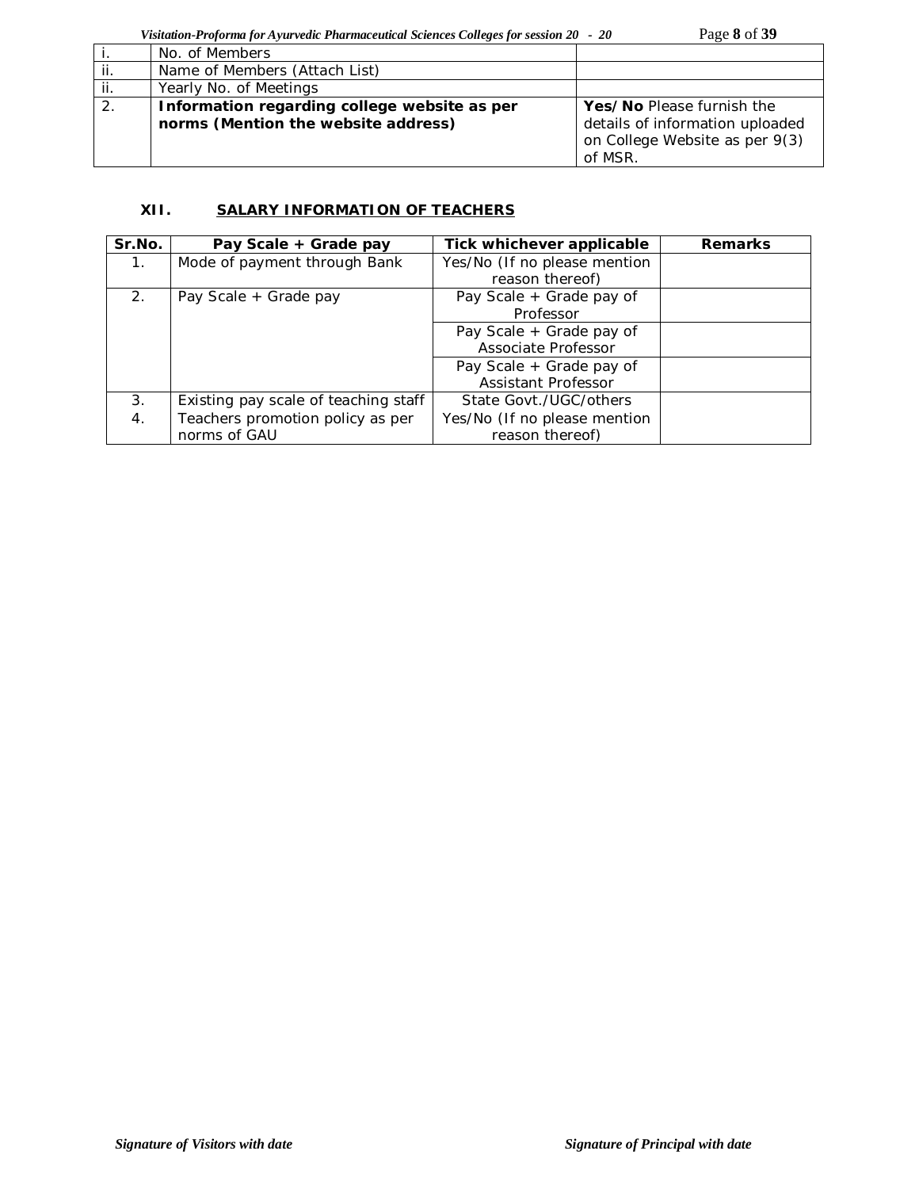| | | |
|---|---|---|
| i. | No. of Members | |
| ii. | Name of Members (Attach List) | |
| ii. | Yearly No. of Meetings | |
| 2. | **Information regarding college website as per norms (Mention the website address)** | **Yes/No** Please furnish the details of information uploaded on College Website as per 9(3) of MSR. |

### XII. SALARY INFORMATION OF TEACHERS

| Sr.No. | Pay Scale + Grade pay | Tick whichever applicable | Remarks |
|---|---|---|---|
| 1. | Mode of payment through Bank | Yes/No (If no please mention reason thereof) | |
| 2. | Pay Scale + Grade pay | Pay Scale + Grade pay of Professor | |
| | | Pay Scale + Grade pay of Associate Professor | |
| | | Pay Scale + Grade pay of Assistant Professor | |
| 3. | Existing pay scale of teaching staff | State Govt./UGC/others | |
| 4. | Teachers promotion policy as per norms of GAU | Yes/No (If no please mention reason thereof) | |

*Signature of Visitors with date* | *Signature of Principal with date*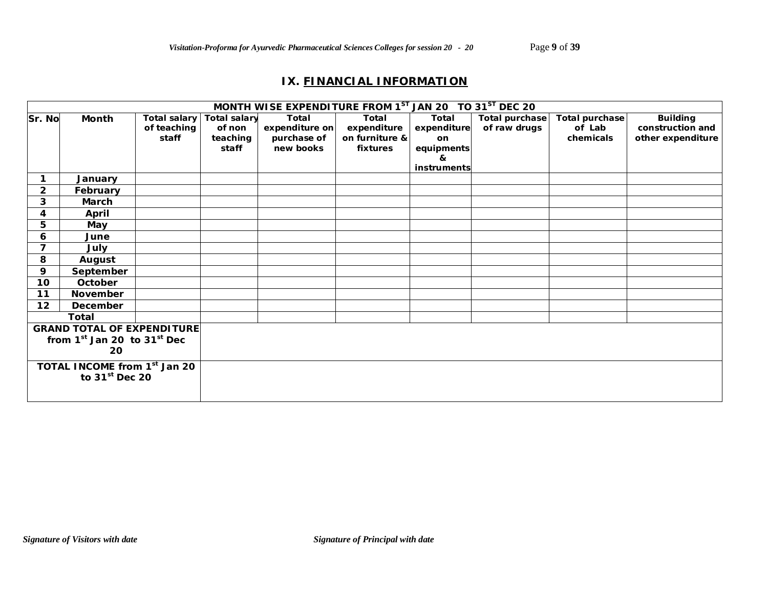## IX. FINANCIAL INFORMATION

| MONTH WISE EXPENDITURE FROM 1ST JAN 20 TO 31ST DEC 20 | | | | | | | | | |
|---|---|---|---|---|---|---|---|---|---|
| **Sr. No** | **Month** | **Total salary of teaching staff** | **Total salary of non teaching staff** | **Total expenditure on purchase of new books** | **Total expenditure on furniture & fixtures** | **Total expenditure on equipments & instruments** | **Total purchase of raw drugs** | **Total purchase of Lab chemicals** | **Building construction and other expenditure** |
| 1 | January | | | | | | | | |
| 2 | February | | | | | | | | |
| 3 | March | | | | | | | | |
| 4 | April | | | | | | | | |
| 5 | May | | | | | | | | |
| 6 | June | | | | | | | | |
| 7 | July | | | | | | | | |
| 8 | August | | | | | | | | |
| 9 | September | | | | | | | | |
| 10 | October | | | | | | | | |
| 11 | November | | | | | | | | |
| 12 | December | | | | | | | | |
| Total | | | | | | | | | |
| GRAND TOTAL OF EXPENDITURE from 1st Jan 20 to 31st Dec 20 | | | | | | | | | |
| TOTAL INCOME from 1st Jan 20 to 31st Dec 20 | | | | | | | | | |

*Signature of Visitors with date* *Signature of Principal with date*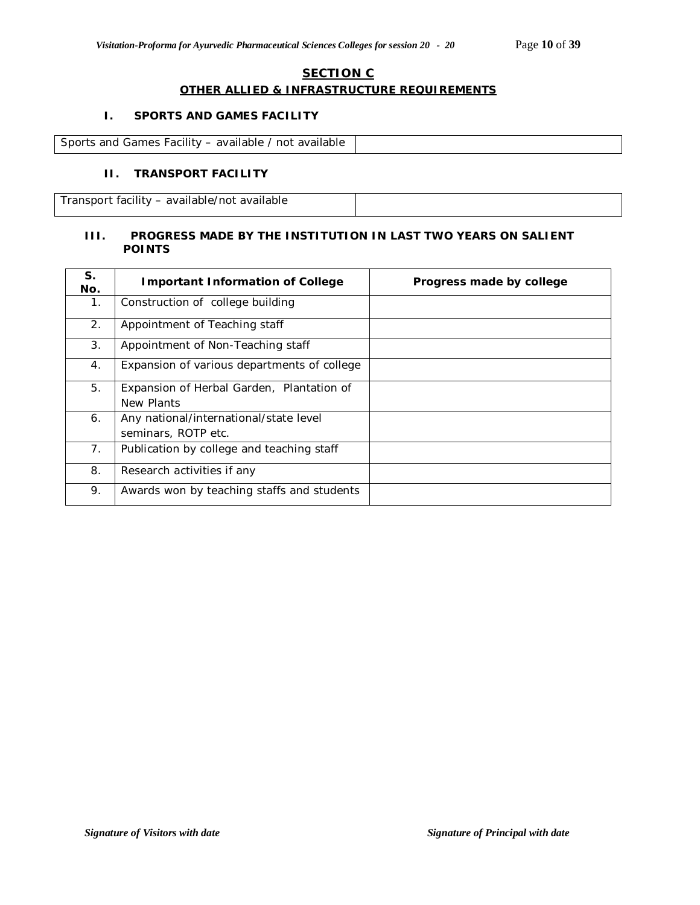## SECTION C

### OTHER ALLIED & INFRASTRUCTURE REQUIREMENTS

**I. SPORTS AND GAMES FACILITY**

| Sports and Games Facility – available / not available | |
|---|---|

**II. TRANSPORT FACILITY**

| Transport facility – available/not available | |
|---|---|

**III. PROGRESS MADE BY THE INSTITUTION IN LAST TWO YEARS ON SALIENT POINTS**

| S. No. | Important Information of College | Progress made by college |
|---|---|---|
| 1. | Construction of college building | |
| 2. | Appointment of Teaching staff | |
| 3. | Appointment of Non-Teaching staff | |
| 4. | Expansion of various departments of college | |
| 5. | Expansion of Herbal Garden, Plantation of New Plants | |
| 6. | Any national/international/state level seminars, ROTP etc. | |
| 7. | Publication by college and teaching staff | |
| 8. | Research activities if any | |
| 9. | Awards won by teaching staffs and students | |

*Signature of Visitors with date*

*Signature of Principal with date*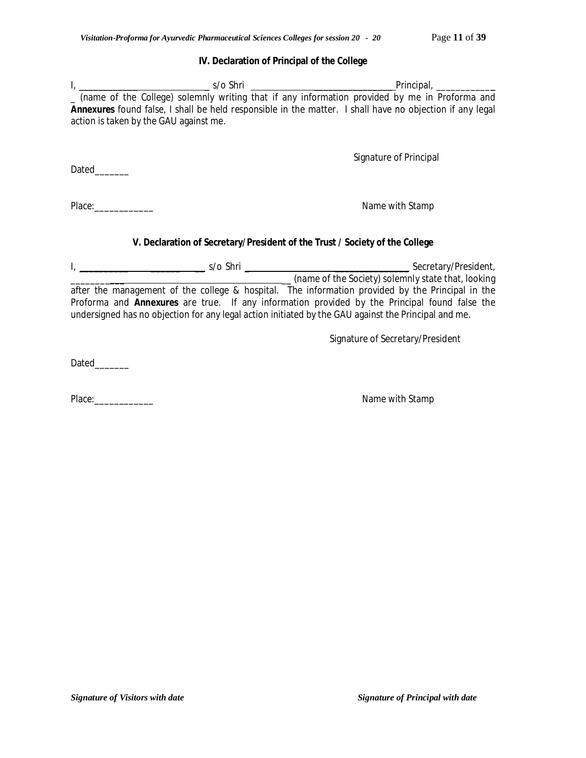### IV. Declaration of Principal of the College

I, _____________ s/o Shri _____________ Principal, _____________ (name of the College) solemnly writing that if any information provided by me in Proforma and **Annexures** found false, I shall be held responsible in the matter. I shall have no objection if any legal action is taken by the GAU against me.

Signature of Principal

Dated_______

Place:____________

Name with Stamp

### V. Declaration of Secretary/President of the Trust / Society of the College

I, _____________ s/o Shri _____________ Secretary/President, _____________ (name of the Society) solemnly state that, looking after the management of the college & hospital. The information provided by the Principal in the Proforma and **Annexures** are true. If any information provided by the Principal found false the undersigned has no objection for any legal action initiated by the GAU against the Principal and me.

Signature of Secretary/President

Dated_______

Place:____________

Name with Stamp

***Signature of Visitors with date*** ***Signature of Principal with date***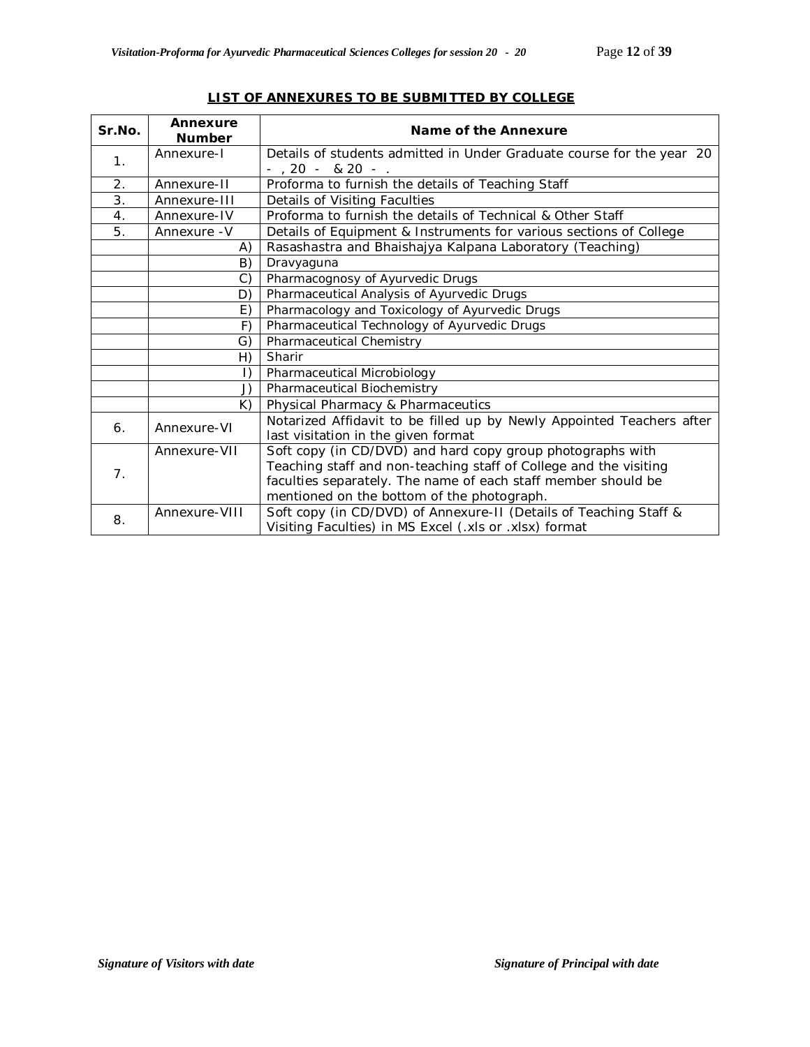**LIST OF ANNEXURES TO BE SUBMITTED BY COLLEGE**

| Sr.No. | Annexure Number | Name of the Annexure |
|---|---|---|
| 1. | Annexure-I | Details of students admitted in Under Graduate course for the year 20 - , 20 - & 20 - . |
| 2. | Annexure-II | Proforma to furnish the details of Teaching Staff |
| 3. | Annexure-III | Details of Visiting Faculties |
| 4. | Annexure-IV | Proforma to furnish the details of Technical & Other Staff |
| 5. | Annexure -V | Details of Equipment & Instruments for various sections of College |
| | A) | Rasashastra and Bhaishajya Kalpana Laboratory (Teaching) |
| | B) | Dravyaguna |
| | C) | Pharmacognosy of Ayurvedic Drugs |
| | D) | Pharmaceutical Analysis of Ayurvedic Drugs |
| | E) | Pharmacology and Toxicology of Ayurvedic Drugs |
| | F) | Pharmaceutical Technology of Ayurvedic Drugs |
| | G) | Pharmaceutical Chemistry |
| | H) | Sharir |
| | I) | Pharmaceutical Microbiology |
| | J) | Pharmaceutical Biochemistry |
| | K) | Physical Pharmacy & Pharmaceutics |
| 6. | Annexure-VI | Notarized Affidavit to be filled up by Newly Appointed Teachers after last visitation in the given format |
| 7. | Annexure-VII | Soft copy (in CD/DVD) and hard copy group photographs with Teaching staff and non-teaching staff of College and the visiting faculties separately. The name of each staff member should be mentioned on the bottom of the photograph. |
| 8. | Annexure-VIII | Soft copy (in CD/DVD) of Annexure-II (Details of Teaching Staff & Visiting Faculties) in MS Excel (.xls or .xlsx) format |

*Signature of Visitors with date* *Signature of Principal with date*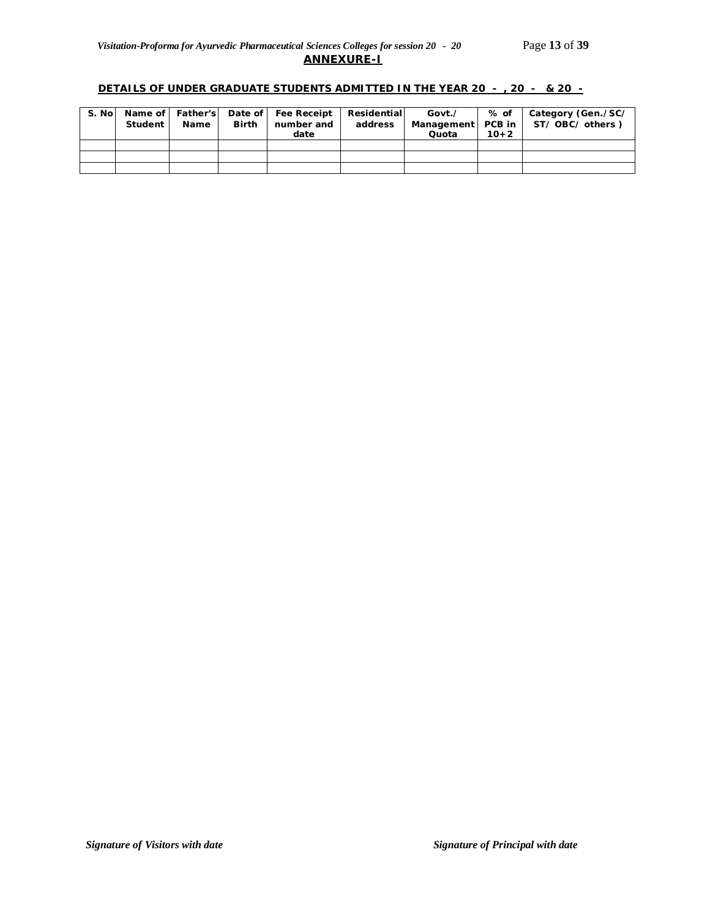## ANNEXURE-I

### DETAILS OF UNDER GRADUATE STUDENTS ADMITTED IN THE YEAR 20 - , 20 - & 20 -

| S. No | Name of Student | Father's Name | Date of Birth | Fee Receipt number and date | Residential address | Govt./ Management Quota | % of PCB in 10+2 | Category (Gen./SC/ ST/ OBC/ others ) |
|---|---|---|---|---|---|---|---|---|
| | | | | | | | | |
| | | | | | | | | |
| | | | | | | | | |

*Signature of Visitors with date*

*Signature of Principal with date*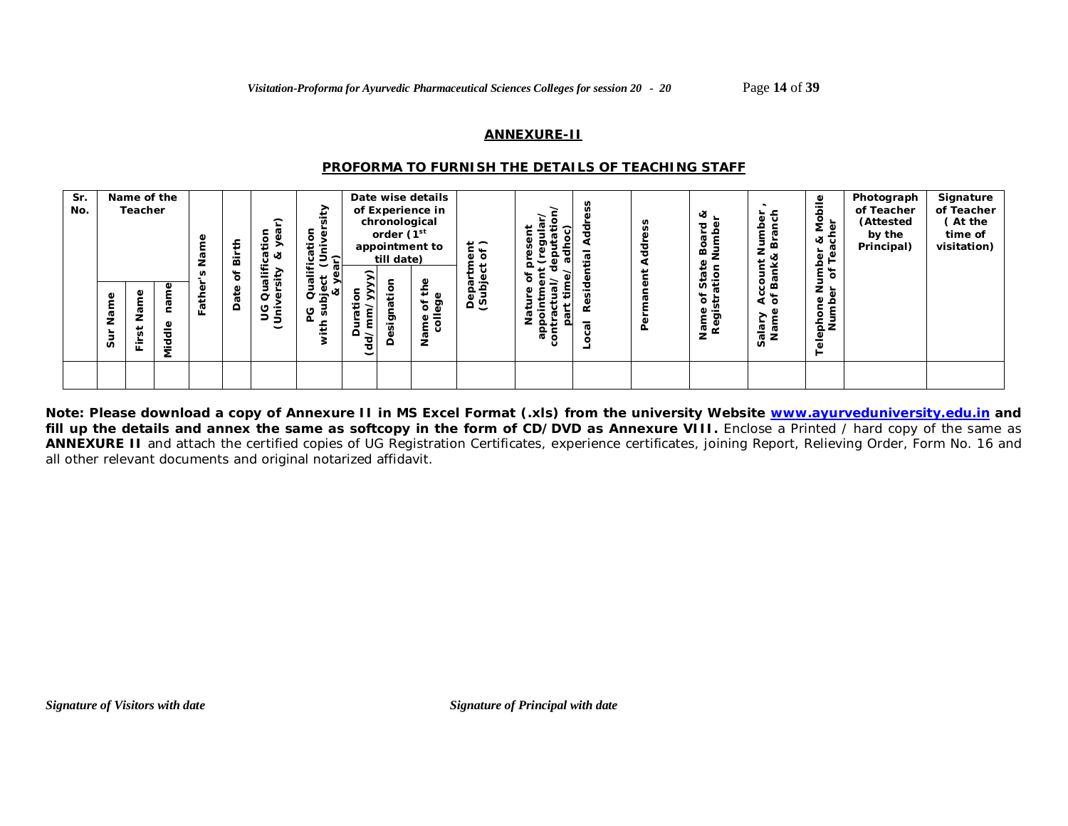## ANNEXURE-II

### PROFORMA TO FURNISH THE DETAILS OF TEACHING STAFF

| Sr. No. | Name of the Teacher | | | Father's Name | Date of Birth | UG Qualification (University & year) | PG Qualification (University with subject & year) | Date wise details of Experience in chronological order (1st appointment to till date) | | | Department (Subject of ) | Nature of present appointment (regular/ contractual/ deputation/ part time/ adhoc) | Local Residential Address | Permanent Address | Name of State Board & Registration Number | Salary Account Number, Name of Bank& Branch | Telephone Number & Mobile Number of Teacher | Photograph of Teacher (Attested by the Principal) | Signature of Teacher ( At the time of visitation) |
|---|---|---|---|---|---|---|---|---|---|---|---|---|---|---|---|---|---|---|---|
| | Sur Name | First Name | Middle name | | | | | Duration (dd/mm/yyyy) | Designation | Name of the college | | | | | | | | | |
| | | | | | | | | | | | | | | | | | | | |

**Note: Please download a copy of Annexure II in MS Excel Format (.xls) from the university Website www.ayurveduniversity.edu.in and fill up the details and annex the same as softcopy in the form of CD/DVD as Annexure VIII.** Enclose a Printed / hard copy of the same as **ANNEXURE II** and attach the certified copies of UG Registration Certificates, experience certificates, joining Report, Relieving Order, Form No. 16 and all other relevant documents and original notarized affidavit.

*Signature of Visitors with date* *Signature of Principal with date*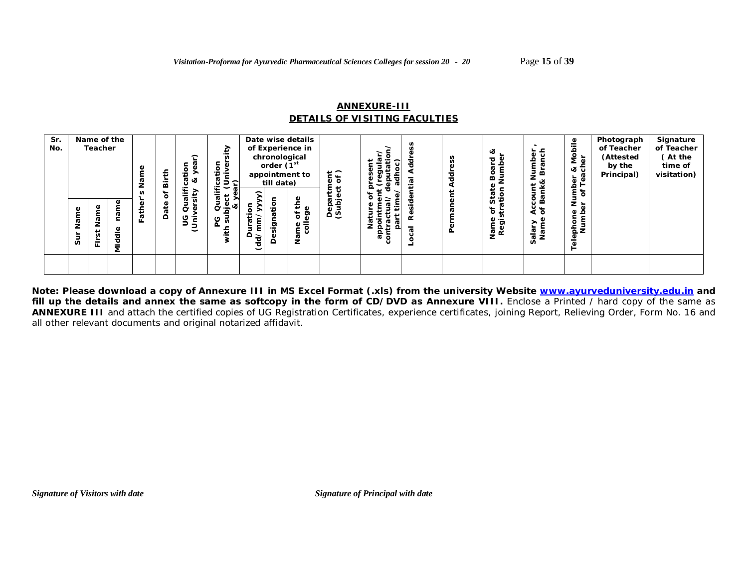## ANNEXURE-III
## DETAILS OF VISITING FACULTIES

| Sr. No. | Name of the Teacher | | | Father's Name | Date of Birth | UG Qualification (University & year) | PG Qualification with subject (University & year) | Date wise details of Experience in chronological order (1st appointment to till date) | | | Department (Subject of ) | Nature of present appointment (regular/ contractual/ deputation/ part time/ adhoc) | Local Residential Address | Permanent Address | Name of State Board & Registration Number | Salary Account Number, Name of Bank& Branch | Telephone Number & Mobile Number of Teacher | Photograph of Teacher (Attested by the Principal) | Signature of Teacher (At the time of visitation) |
|---|---|---|---|---|---|---|---|---|---|---|---|---|---|---|---|---|---|---|---|
| | Sur Name | First Name | Middle name | | | | | Duration (dd/mm/yyyy) | Designation | Name of the college | | | | | | | | | |
| | | | | | | | | | | | | | | | | | | | |

**Note: Please download a copy of Annexure III in MS Excel Format (.xls) from the university Website [www.ayurveduniversity.edu.in](www.ayurveduniversity.edu.in) and fill up the details and annex the same as softcopy in the form of CD/DVD as Annexure VIII.** Enclose a Printed / hard copy of the same as **ANNEXURE III** and attach the certified copies of UG Registration Certificates, experience certificates, joining Report, Relieving Order, Form No. 16 and all other relevant documents and original notarized affidavit.

*Signature of Visitors with date* *Signature of Principal with date*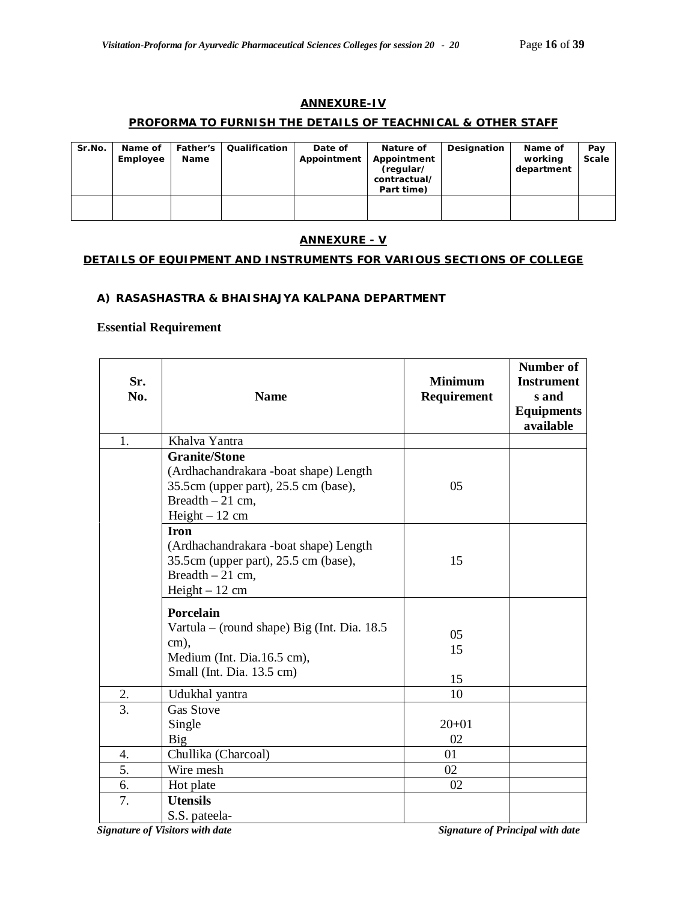## ANNEXURE-IV

### PROFORMA TO FURNISH THE DETAILS OF TEACHNICAL & OTHER STAFF

| Sr.No. | Name of Employee | Father's Name | Qualification | Date of Appointment | Nature of Appointment (regular/ contractual/ Part time) | Designation | Name of working department | Pay Scale |
|---|---|---|---|---|---|---|---|---|
| | | | | | | | | |

## ANNEXURE - V

### DETAILS OF EQUIPMENT AND INSTRUMENTS FOR VARIOUS SECTIONS OF COLLEGE

#### A) RASASHASTRA & BHAISHAJYA KALPANA DEPARTMENT

**Essential Requirement**

| Sr. No. | Name | Minimum Requirement | Number of Instruments and Equipments available |
|---|---|---|---|
| 1. | Khalva Yantra | | |
| | **Granite/Stone** (Ardhachandrakara -boat shape) Length 35.5cm (upper part), 25.5 cm (base), Breadth – 21 cm, Height – 12 cm | 05 | |
| | **Iron** (Ardhachandrakara -boat shape) Length 35.5cm (upper part), 25.5 cm (base), Breadth – 21 cm, Height – 12 cm | 15 | |
| | **Porcelain** Vartula – (round shape) Big (Int. Dia. 18.5 cm), Medium (Int. Dia.16.5 cm), Small (Int. Dia. 13.5 cm) | 05<br>15<br>15 | |
| 2. | Udukhal yantra | 10 | |
| 3. | Gas Stove<br>Single<br>Big | 20+01<br>02 | |
| 4. | Chullika (Charcoal) | 01 | |
| 5. | Wire mesh | 02 | |
| 6. | Hot plate | 02 | |
| 7. | **Utensils**<br>S.S. pateela- | | |

*Signature of Visitors with date* *Signature of Principal with date*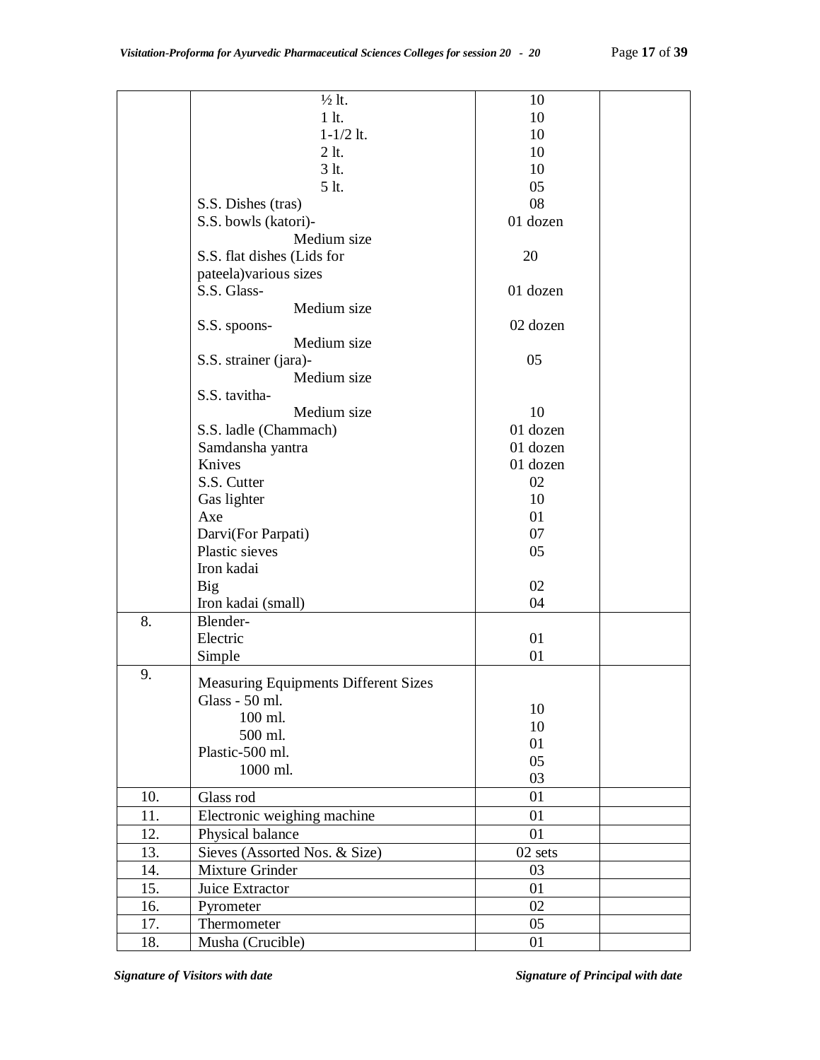| | | | |
|---|---|---|---|
| | ½ lt. | 10 | |
| | 1 lt. | 10 | |
| | 1-1/2 lt. | 10 | |
| | 2 lt. | 10 | |
| | 3 lt. | 10 | |
| | 5 lt. | 05 | |
| | S.S. Dishes (tras) | 08 | |
| | S.S. bowls (katori)- Medium size | 01 dozen | |
| | S.S. flat dishes (Lids for pateela)various sizes | 20 | |
| | S.S. Glass- Medium size | 01 dozen | |
| | S.S. spoons- Medium size | 02 dozen | |
| | S.S. strainer (jara)- Medium size | 05 | |
| | S.S. tavitha- Medium size | 10 | |
| | S.S. ladle (Chammach) | 01 dozen | |
| | Samdansha yantra | 01 dozen | |
| | Knives | 01 dozen | |
| | S.S. Cutter | 02 | |
| | Gas lighter | 10 | |
| | Axe | 01 | |
| | Darvi(For Parpati) | 07 | |
| | Plastic sieves | 05 | |
| | Iron kadai Big | 02 | |
| | Iron kadai (small) | 04 | |
| 8. | Blender- | | |
| | Electric | 01 | |
| | Simple | 01 | |
| 9. | Measuring Equipments Different Sizes | | |
| | Glass - 50 ml. | 10 | |
| | 100 ml. | 10 | |
| | 500 ml. | 01 | |
| | Plastic-500 ml. | 05 | |
| | 1000 ml. | 03 | |
| 10. | Glass rod | 01 | |
| 11. | Electronic weighing machine | 01 | |
| 12. | Physical balance | 01 | |
| 13. | Sieves (Assorted Nos. & Size) | 02 sets | |
| 14. | Mixture Grinder | 03 | |
| 15. | Juice Extractor | 01 | |
| 16. | Pyrometer | 02 | |
| 17. | Thermometer | 05 | |
| 18. | Musha (Crucible) | 01 | |

*Signature of Visitors with date* *Signature of Principal with date*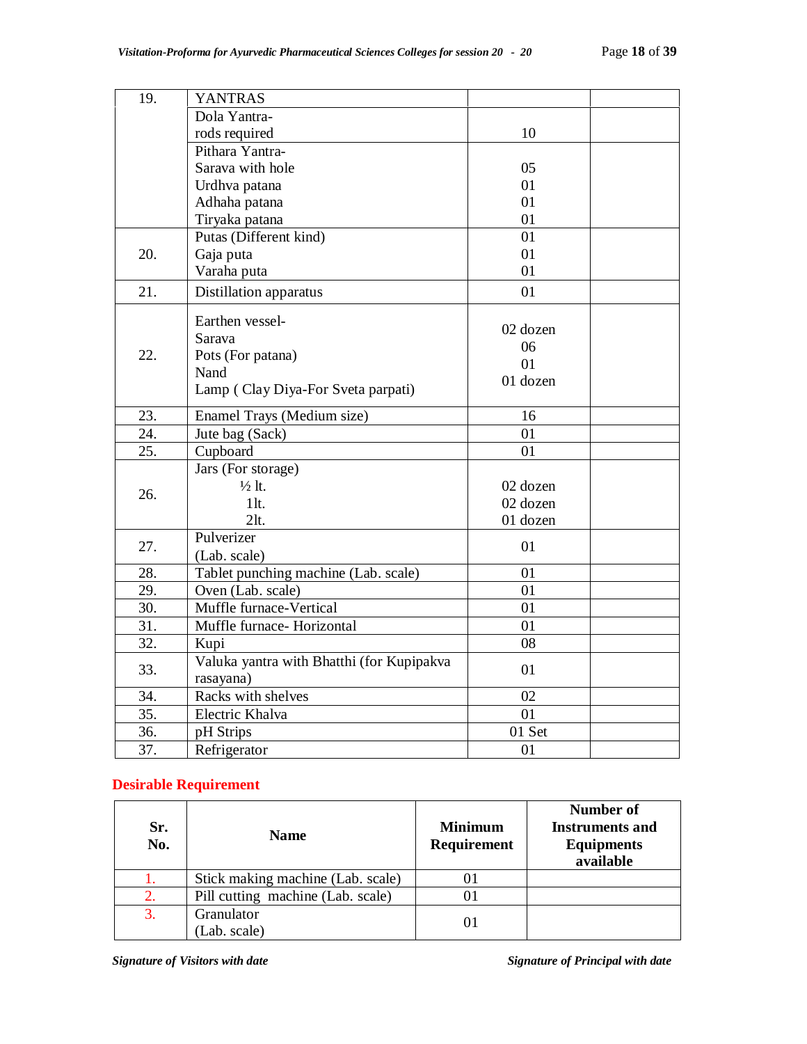| | | | |
|---|---|---|---|
| 19. | YANTRAS | | |
| | Dola Yantra-<br>rods required | 10 | |
| | Pithara Yantra-<br>Sarava with hole<br>Urdhva patana<br>Adhaha patana<br>Tiryaka patana | <br>05<br>01<br>01<br>01 | |
| 20. | Putas (Different kind)<br>Gaja puta<br>Varaha puta | 01<br>01<br>01 | |
| 21. | Distillation apparatus | 01 | |
| 22. | Earthen vessel-<br>Sarava<br>Pots (For patana)<br>Nand<br>Lamp ( Clay Diya-For Sveta parpati) | 02 dozen<br>06<br>01<br>01 dozen | |
| 23. | Enamel Trays (Medium size) | 16 | |
| 24. | Jute bag (Sack) | 01 | |
| 25. | Cupboard | 01 | |
| 26. | Jars (For storage)<br>½ lt.<br>1lt.<br>2lt. | <br>02 dozen<br>02 dozen<br>01 dozen | |
| 27. | Pulverizer<br>(Lab. scale) | 01 | |
| 28. | Tablet punching machine (Lab. scale) | 01 | |
| 29. | Oven (Lab. scale) | 01 | |
| 30. | Muffle furnace-Vertical | 01 | |
| 31. | Muffle furnace- Horizontal | 01 | |
| 32. | Kupi | 08 | |
| 33. | Valuka yantra with Bhatthi (for Kupipakva rasayana) | 01 | |
| 34. | Racks with shelves | 02 | |
| 35. | Electric Khalva | 01 | |
| 36. | pH Strips | 01 Set | |
| 37. | Refrigerator | 01 | |

## Desirable Requirement

| Sr. No. | Name | Minimum Requirement | Number of Instruments and Equipments available |
|---|---|---|---|
| 1. | Stick making machine (Lab. scale) | 01 | |
| 2. | Pill cutting machine (Lab. scale) | 01 | |
| 3. | Granulator<br>(Lab. scale) | 01 | |

*Signature of Visitors with date* *Signature of Principal with date*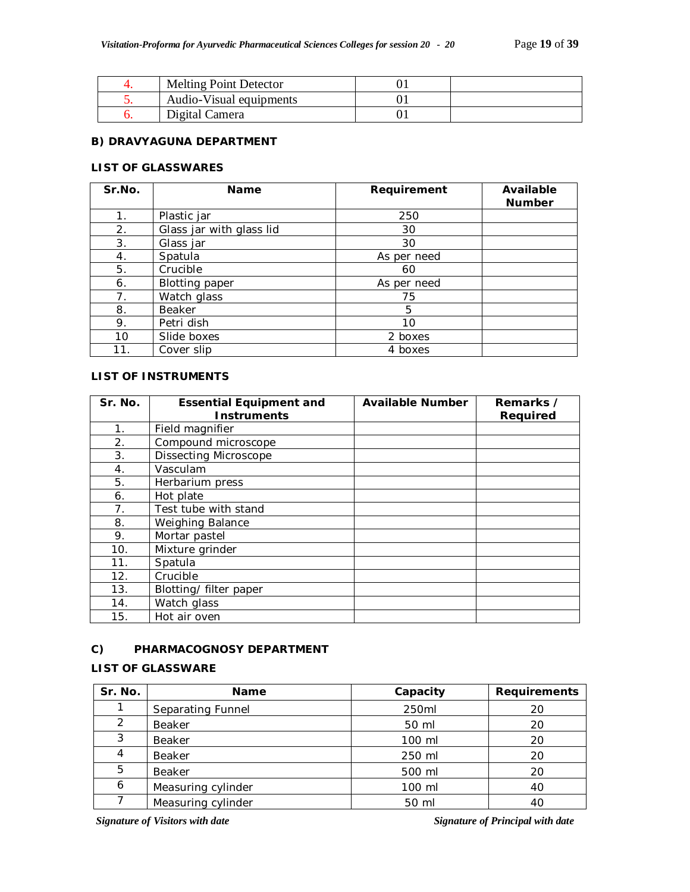| 4. | Melting Point Detector | 01 | |
|---|---|---|---|
| 5. | Audio-Visual equipments | 01 | |
| 6. | Digital Camera | 01 | |

**B) DRAVYAGUNA DEPARTMENT**

**LIST OF GLASSWARES**

| Sr.No. | Name | Requirement | Available Number |
|---|---|---|---|
| 1. | Plastic jar | 250 | |
| 2. | Glass jar with glass lid | 30 | |
| 3. | Glass jar | 30 | |
| 4. | Spatula | As per need | |
| 5. | Crucible | 60 | |
| 6. | Blotting paper | As per need | |
| 7. | Watch glass | 75 | |
| 8. | Beaker | 5 | |
| 9. | Petri dish | 10 | |
| 10 | Slide boxes | 2 boxes | |
| 11. | Cover slip | 4 boxes | |

**LIST OF INSTRUMENTS**

| Sr. No. | Essential Equipment and Instruments | Available Number | Remarks / Required |
|---|---|---|---|
| 1. | Field magnifier | | |
| 2. | Compound microscope | | |
| 3. | Dissecting Microscope | | |
| 4. | Vasculam | | |
| 5. | Herbarium press | | |
| 6. | Hot plate | | |
| 7. | Test tube with stand | | |
| 8. | Weighing Balance | | |
| 9. | Mortar pastel | | |
| 10. | Mixture grinder | | |
| 11. | Spatula | | |
| 12. | Crucible | | |
| 13. | Blotting/ filter paper | | |
| 14. | Watch glass | | |
| 15. | Hot air oven | | |

**C) PHARMACOGNOSY DEPARTMENT**

**LIST OF GLASSWARE**

| Sr. No. | Name | Capacity | Requirements |
|---|---|---|---|
| 1 | Separating Funnel | 250ml | 20 |
| 2 | Beaker | 50 ml | 20 |
| 3 | Beaker | 100 ml | 20 |
| 4 | Beaker | 250 ml | 20 |
| 5 | Beaker | 500 ml | 20 |
| 6 | Measuring cylinder | 100 ml | 40 |
| 7 | Measuring cylinder | 50 ml | 40 |

*Signature of Visitors with date* *Signature of Principal with date*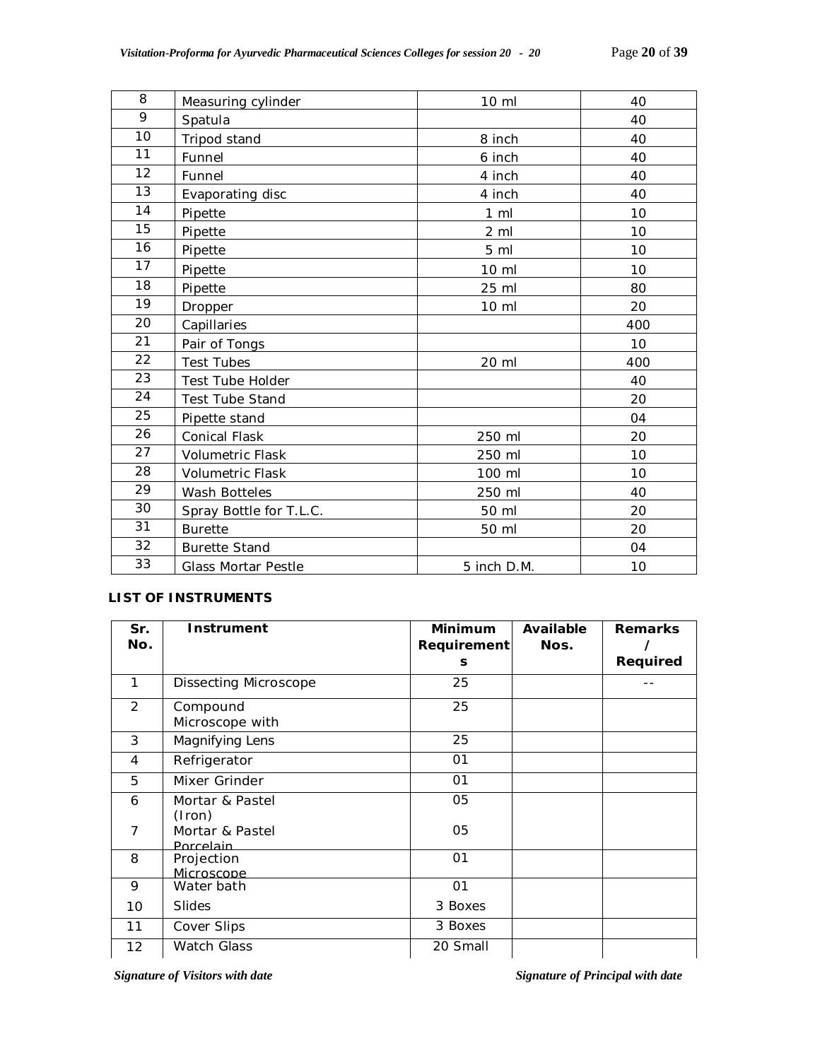| 8 | Measuring cylinder | 10 ml | 40 |
|---|---|---|---|
| 9 | Spatula | | 40 |
| 10 | Tripod stand | 8 inch | 40 |
| 11 | Funnel | 6 inch | 40 |
| 12 | Funnel | 4 inch | 40 |
| 13 | Evaporating disc | 4 inch | 40 |
| 14 | Pipette | 1 ml | 10 |
| 15 | Pipette | 2 ml | 10 |
| 16 | Pipette | 5 ml | 10 |
| 17 | Pipette | 10 ml | 10 |
| 18 | Pipette | 25 ml | 80 |
| 19 | Dropper | 10 ml | 20 |
| 20 | Capillaries | | 400 |
| 21 | Pair of Tongs | | 10 |
| 22 | Test Tubes | 20 ml | 400 |
| 23 | Test Tube Holder | | 40 |
| 24 | Test Tube Stand | | 20 |
| 25 | Pipette stand | | 04 |
| 26 | Conical Flask | 250 ml | 20 |
| 27 | Volumetric Flask | 250 ml | 10 |
| 28 | Volumetric Flask | 100 ml | 10 |
| 29 | Wash Botteles | 250 ml | 40 |
| 30 | Spray Bottle for T.L.C. | 50 ml | 20 |
| 31 | Burette | 50 ml | 20 |
| 32 | Burette Stand | | 04 |
| 33 | Glass Mortar Pestle | 5 inch D.M. | 10 |

**LIST OF INSTRUMENTS**

| Sr. No. | Instrument | Minimum Requirements | Available Nos. | Remarks / Required |
|---|---|---|---|---|
| 1 | Dissecting Microscope | 25 | | -- |
| 2 | Compound Microscope with | 25 | | |
| 3 | Magnifying Lens | 25 | | |
| 4 | Refrigerator | 01 | | |
| 5 | Mixer Grinder | 01 | | |
| 6 | Mortar & Pastel (Iron) | 05 | | |
| 7 | Mortar & Pastel Porcelain | 05 | | |
| 8 | Projection Microscope | 01 | | |
| 9 | Water bath | 01 | | |
| 10 | Slides | 3 Boxes | | |
| 11 | Cover Slips | 3 Boxes | | |
| 12 | Watch Glass | 20 Small | | |

*Signature of Visitors with date* *Signature of Principal with date*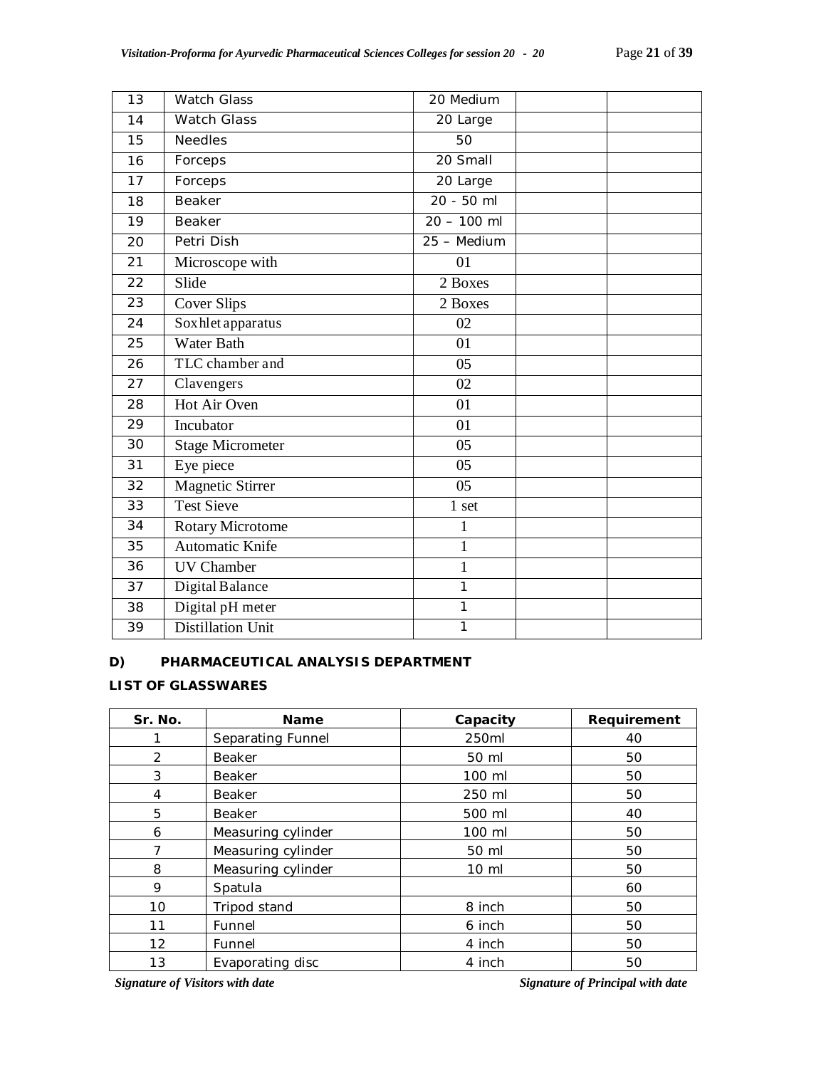| 13 | Watch Glass | 20 Medium | | |
|---|---|---|---|---|
| 14 | Watch Glass | 20 Large | | |
| 15 | Needles | 50 | | |
| 16 | Forceps | 20 Small | | |
| 17 | Forceps | 20 Large | | |
| 18 | Beaker | 20 - 50 ml | | |
| 19 | Beaker | 20 – 100 ml | | |
| 20 | Petri Dish | 25 – Medium | | |
| 21 | Microscope with | 01 | | |
| 22 | Slide | 2 Boxes | | |
| 23 | Cover Slips | 2 Boxes | | |
| 24 | Soxhlet apparatus | 02 | | |
| 25 | Water Bath | 01 | | |
| 26 | TLC chamber and | 05 | | |
| 27 | Clavengers | 02 | | |
| 28 | Hot Air Oven | 01 | | |
| 29 | Incubator | 01 | | |
| 30 | Stage Micrometer | 05 | | |
| 31 | Eye piece | 05 | | |
| 32 | Magnetic Stirrer | 05 | | |
| 33 | Test Sieve | 1 set | | |
| 34 | Rotary Microtome | 1 | | |
| 35 | Automatic Knife | 1 | | |
| 36 | UV Chamber | 1 | | |
| 37 | Digital Balance | 1 | | |
| 38 | Digital pH meter | 1 | | |
| 39 | Distillation Unit | 1 | | |

**D) PHARMACEUTICAL ANALYSIS DEPARTMENT**

**LIST OF GLASSWARES**

| Sr. No. | Name | Capacity | Requirement |
|---|---|---|---|
| 1 | Separating Funnel | 250ml | 40 |
| 2 | Beaker | 50 ml | 50 |
| 3 | Beaker | 100 ml | 50 |
| 4 | Beaker | 250 ml | 50 |
| 5 | Beaker | 500 ml | 40 |
| 6 | Measuring cylinder | 100 ml | 50 |
| 7 | Measuring cylinder | 50 ml | 50 |
| 8 | Measuring cylinder | 10 ml | 50 |
| 9 | Spatula | | 60 |
| 10 | Tripod stand | 8 inch | 50 |
| 11 | Funnel | 6 inch | 50 |
| 12 | Funnel | 4 inch | 50 |
| 13 | Evaporating disc | 4 inch | 50 |

*Signature of Visitors with date* *Signature of Principal with date*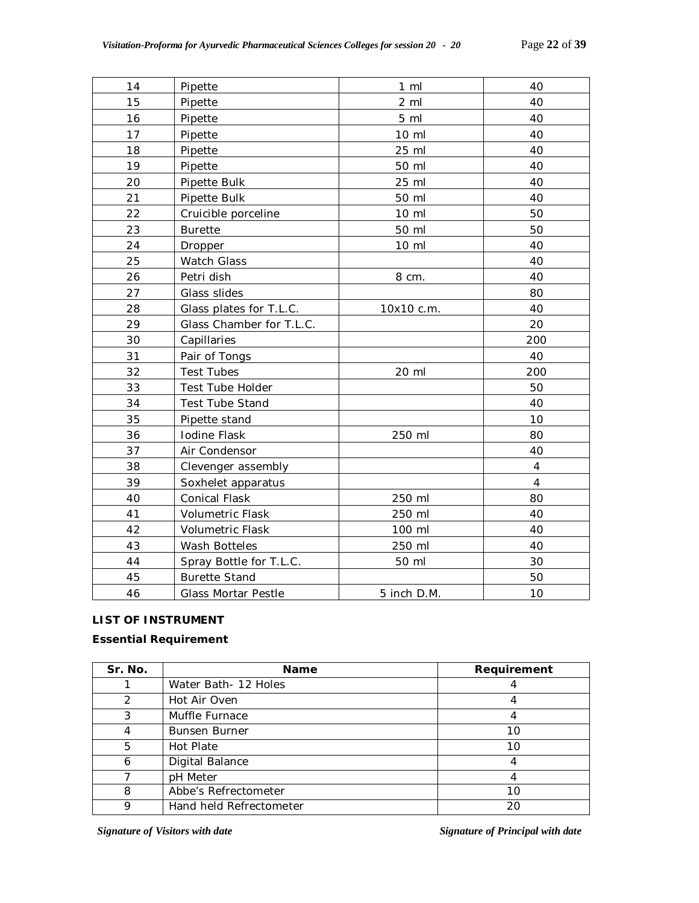| 14 | Pipette | 1 ml | 40 |
|---|---|---|---|
| 15 | Pipette | 2 ml | 40 |
| 16 | Pipette | 5 ml | 40 |
| 17 | Pipette | 10 ml | 40 |
| 18 | Pipette | 25 ml | 40 |
| 19 | Pipette | 50 ml | 40 |
| 20 | Pipette Bulk | 25 ml | 40 |
| 21 | Pipette Bulk | 50 ml | 40 |
| 22 | Cruicible porceline | 10 ml | 50 |
| 23 | Burette | 50 ml | 50 |
| 24 | Dropper | 10 ml | 40 |
| 25 | Watch Glass | | 40 |
| 26 | Petri dish | 8 cm. | 40 |
| 27 | Glass slides | | 80 |
| 28 | Glass plates for T.L.C. | 10x10 c.m. | 40 |
| 29 | Glass Chamber for T.L.C. | | 20 |
| 30 | Capillaries | | 200 |
| 31 | Pair of Tongs | | 40 |
| 32 | Test Tubes | 20 ml | 200 |
| 33 | Test Tube Holder | | 50 |
| 34 | Test Tube Stand | | 40 |
| 35 | Pipette stand | | 10 |
| 36 | Iodine Flask | 250 ml | 80 |
| 37 | Air Condensor | | 40 |
| 38 | Clevenger assembly | | 4 |
| 39 | Soxhelet apparatus | | 4 |
| 40 | Conical Flask | 250 ml | 80 |
| 41 | Volumetric Flask | 250 ml | 40 |
| 42 | Volumetric Flask | 100 ml | 40 |
| 43 | Wash Botteles | 250 ml | 40 |
| 44 | Spray Bottle for T.L.C. | 50 ml | 30 |
| 45 | Burette Stand | | 50 |
| 46 | Glass Mortar Pestle | 5 inch D.M. | 10 |

**LIST OF INSTRUMENT**

**Essential Requirement**

| Sr. No. | Name | Requirement |
|---|---|---|
| 1 | Water Bath- 12 Holes | 4 |
| 2 | Hot Air Oven | 4 |
| 3 | Muffle Furnace | 4 |
| 4 | Bunsen Burner | 10 |
| 5 | Hot Plate | 10 |
| 6 | Digital Balance | 4 |
| 7 | pH Meter | 4 |
| 8 | Abbe's Refrectometer | 10 |
| 9 | Hand held Refrectometer | 20 |

*Signature of Visitors with date* *Signature of Principal with date*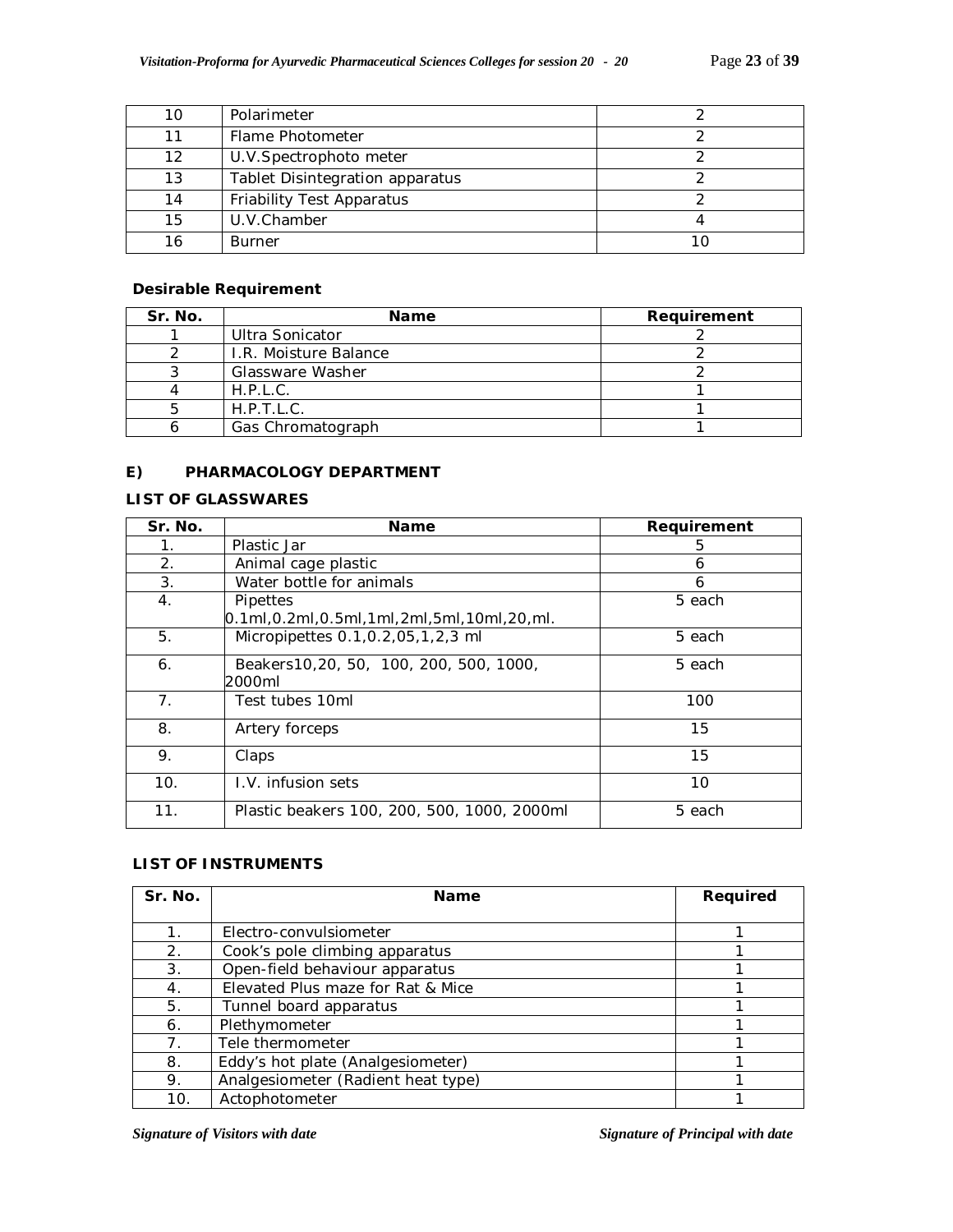| 10 | Polarimeter | 2 |
|---|---|---|
| 11 | Flame Photometer | 2 |
| 12 | U.V.Spectrophoto meter | 2 |
| 13 | Tablet Disintegration apparatus | 2 |
| 14 | Friability Test Apparatus | 2 |
| 15 | U.V.Chamber | 4 |
| 16 | Burner | 10 |

**Desirable Requirement**

| Sr. No. | Name | Requirement |
|---|---|---|
| 1 | Ultra Sonicator | 2 |
| 2 | I.R. Moisture Balance | 2 |
| 3 | Glassware Washer | 2 |
| 4 | H.P.L.C. | 1 |
| 5 | H.P.T.L.C. | 1 |
| 6 | Gas Chromatograph | 1 |

## E) PHARMACOLOGY DEPARTMENT

**LIST OF GLASSWARES**

| Sr. No. | Name | Requirement |
|---|---|---|
| 1. | Plastic Jar | 5 |
| 2. | Animal cage plastic | 6 |
| 3. | Water bottle for animals | 6 |
| 4. | Pipettes 0.1ml,0.2ml,0.5ml,1ml,2ml,5ml,10ml,20,ml. | 5 each |
| 5. | Micropipettes 0.1,0.2,05,1,2,3 ml | 5 each |
| 6. | Beakers10,20, 50, 100, 200, 500, 1000, 2000ml | 5 each |
| 7. | Test tubes 10ml | 100 |
| 8. | Artery forceps | 15 |
| 9. | Claps | 15 |
| 10. | I.V. infusion sets | 10 |
| 11. | Plastic beakers 100, 200, 500, 1000, 2000ml | 5 each |

**LIST OF INSTRUMENTS**

| Sr. No. | Name | Required |
|---|---|---|
| 1. | Electro-convulsiometer | 1 |
| 2. | Cook's pole climbing apparatus | 1 |
| 3. | Open-field behaviour apparatus | 1 |
| 4. | Elevated Plus maze for Rat & Mice | 1 |
| 5. | Tunnel board apparatus | 1 |
| 6. | Plethymometer | 1 |
| 7. | Tele thermometer | 1 |
| 8. | Eddy's hot plate (Analgesiometer) | 1 |
| 9. | Analgesiometer (Radient heat type) | 1 |
| 10. | Actophotometer | 1 |

*Signature of Visitors with date* *Signature of Principal with date*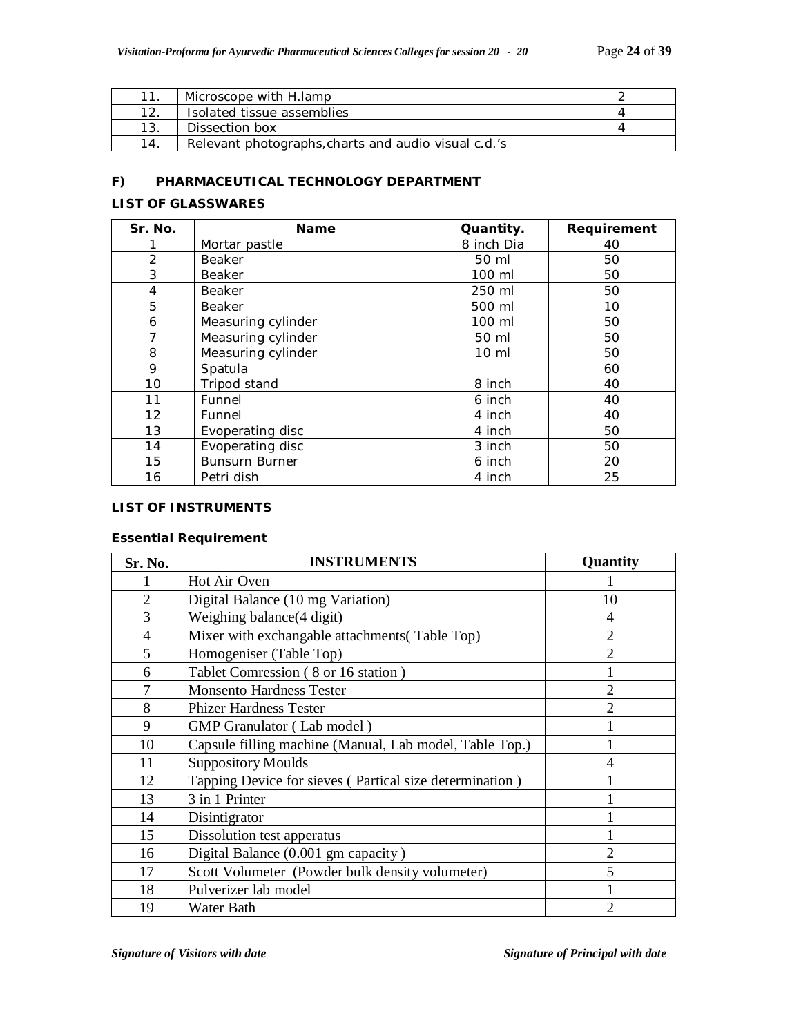| | | |
|---|---|---|
| 11. | Microscope with H.lamp | 2 |
| 12. | Isolated tissue assemblies | 4 |
| 13. | Dissection box | 4 |
| 14. | Relevant photographs,charts and audio visual c.d.'s | |

## F) PHARMACEUTICAL TECHNOLOGY DEPARTMENT

### LIST OF GLASSWARES

| Sr. No. | Name | Quantity. | Requirement |
|---|---|---|---|
| 1 | Mortar pastle | 8 inch Dia | 40 |
| 2 | Beaker | 50 ml | 50 |
| 3 | Beaker | 100 ml | 50 |
| 4 | Beaker | 250 ml | 50 |
| 5 | Beaker | 500 ml | 10 |
| 6 | Measuring cylinder | 100 ml | 50 |
| 7 | Measuring cylinder | 50 ml | 50 |
| 8 | Measuring cylinder | 10 ml | 50 |
| 9 | Spatula | | 60 |
| 10 | Tripod stand | 8 inch | 40 |
| 11 | Funnel | 6 inch | 40 |
| 12 | Funnel | 4 inch | 40 |
| 13 | Evoperating disc | 4 inch | 50 |
| 14 | Evoperating disc | 3 inch | 50 |
| 15 | Bunsurn Burner | 6 inch | 20 |
| 16 | Petri dish | 4 inch | 25 |

### LIST OF INSTRUMENTS

**Essential Requirement**

| Sr. No. | INSTRUMENTS | Quantity |
|---|---|---|
| 1 | Hot Air Oven | 1 |
| 2 | Digital Balance (10 mg Variation) | 10 |
| 3 | Weighing balance(4 digit) | 4 |
| 4 | Mixer with exchangable attachments( Table Top) | 2 |
| 5 | Homogeniser (Table Top) | 2 |
| 6 | Tablet Comression ( 8 or 16 station ) | 1 |
| 7 | Monsento Hardness Tester | 2 |
| 8 | Phizer Hardness Tester | 2 |
| 9 | GMP Granulator ( Lab model ) | 1 |
| 10 | Capsule filling machine (Manual, Lab model, Table Top.) | 1 |
| 11 | Suppository Moulds | 4 |
| 12 | Tapping Device for sieves ( Partical size determination ) | 1 |
| 13 | 3 in 1 Printer | 1 |
| 14 | Disintigrator | 1 |
| 15 | Dissolution test apperatus | 1 |
| 16 | Digital Balance (0.001 gm capacity ) | 2 |
| 17 | Scott Volumeter (Powder bulk density volumeter) | 5 |
| 18 | Pulverizer lab model | 1 |
| 19 | Water Bath | 2 |

*Signature of Visitors with date* *Signature of Principal with date*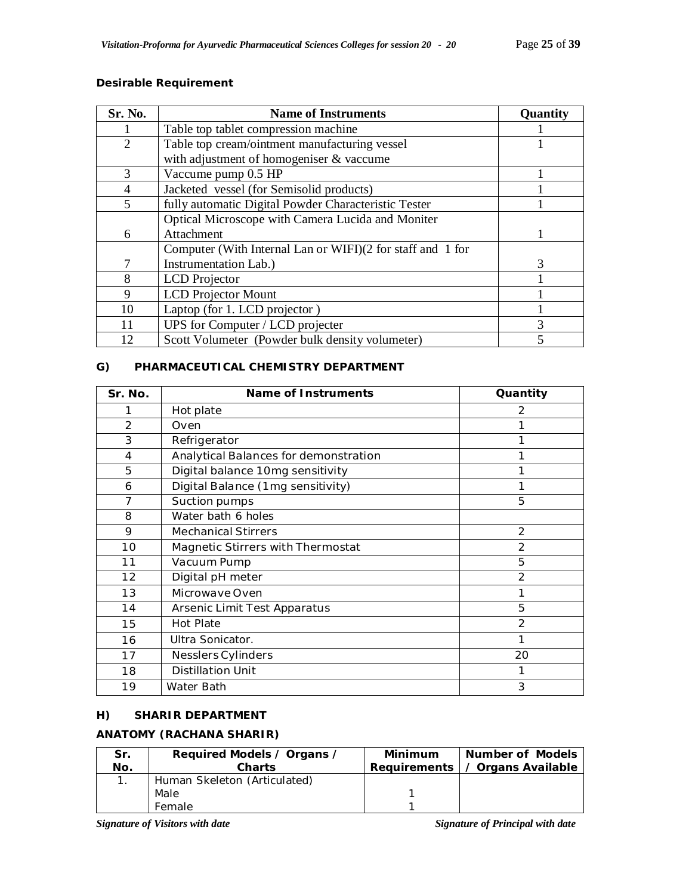**Desirable Requirement**

| Sr. No. | Name of Instruments | Quantity |
|---|---|---|
| 1 | Table top tablet compression machine | 1 |
| 2 | Table top cream/ointment manufacturing vessel with adjustment of homogeniser & vaccume | 1 |
| 3 | Vaccume pump 0.5 HP | 1 |
| 4 | Jacketed vessel (for Semisolid products) | 1 |
| 5 | fully automatic Digital Powder Characteristic Tester | 1 |
| 6 | Optical Microscope with Camera Lucida and Moniter Attachment | 1 |
| 7 | Computer (With Internal Lan or WIFI)(2 for staff and 1 for Instrumentation Lab.) | 3 |
| 8 | LCD Projector | 1 |
| 9 | LCD Projector Mount | 1 |
| 10 | Laptop (for 1. LCD projector ) | 1 |
| 11 | UPS for Computer / LCD projecter | 3 |
| 12 | Scott Volumeter (Powder bulk density volumeter) | 5 |

**G) PHARMACEUTICAL CHEMISTRY DEPARTMENT**

| Sr. No. | Name of Instruments | Quantity |
|---|---|---|
| 1 | Hot plate | 2 |
| 2 | Oven | 1 |
| 3 | Refrigerator | 1 |
| 4 | Analytical Balances for demonstration | 1 |
| 5 | Digital balance 10mg sensitivity | 1 |
| 6 | Digital Balance (1mg sensitivity) | 1 |
| 7 | Suction pumps | 5 |
| 8 | Water bath 6 holes | |
| 9 | Mechanical Stirrers | 2 |
| 10 | Magnetic Stirrers with Thermostat | 2 |
| 11 | Vacuum Pump | 5 |
| 12 | Digital pH meter | 2 |
| 13 | Microwave Oven | 1 |
| 14 | Arsenic Limit Test Apparatus | 5 |
| 15 | Hot Plate | 2 |
| 16 | Ultra Sonicator. | 1 |
| 17 | Nesslers Cylinders | 20 |
| 18 | Distillation Unit | 1 |
| 19 | Water Bath | 3 |

**H) SHARIR DEPARTMENT**

**ANATOMY (RACHANA SHARIR)**

| Sr. No. | Required Models / Organs / Charts | Minimum Requirements | Number of Models / Organs Available |
|---|---|---|---|
| 1. | Human Skeleton (Articulated) | | |
| | Male | 1 | |
| | Female | 1 | |

*Signature of Visitors with date* *Signature of Principal with date*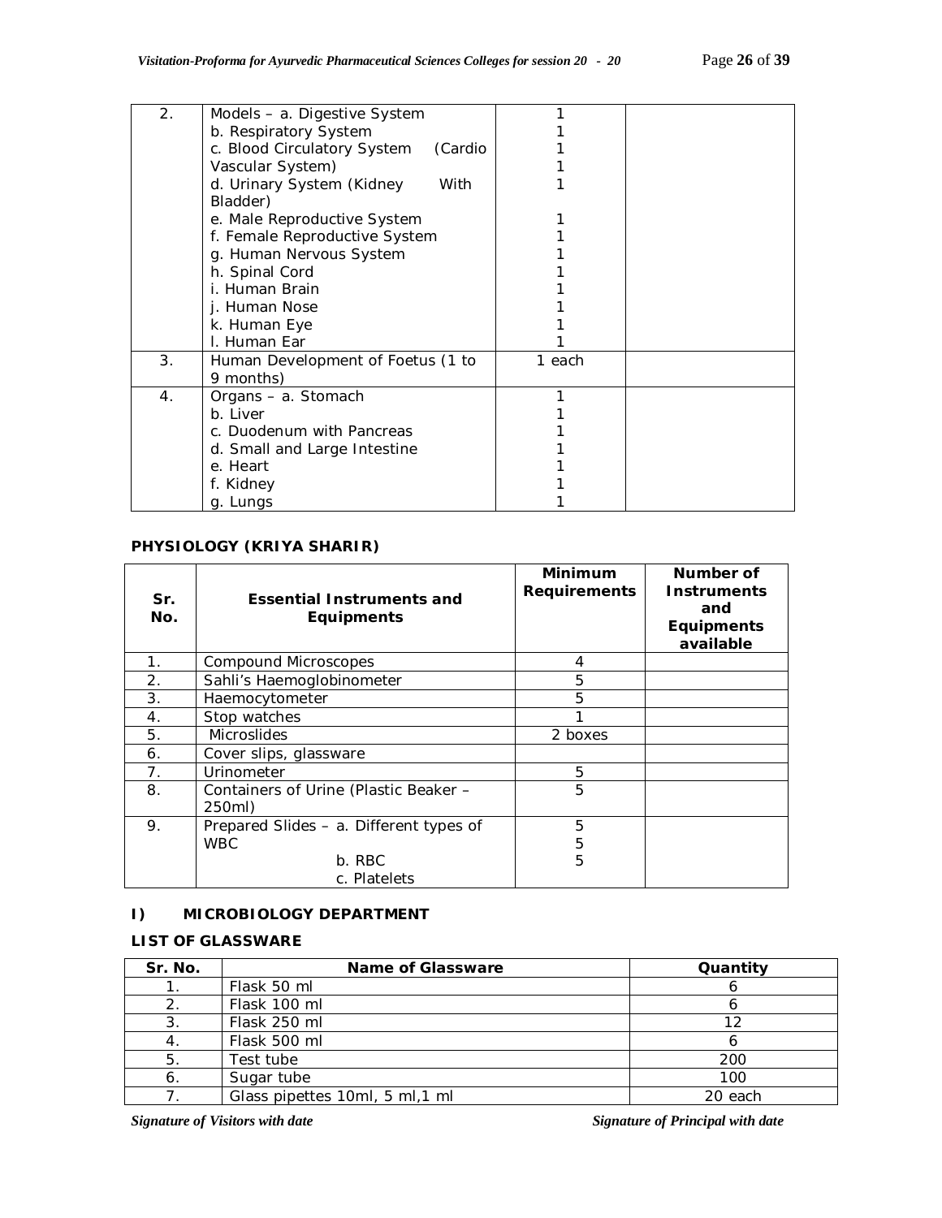| 2. | Models – a. Digestive System<br>b. Respiratory System<br>c. Blood Circulatory System (Cardio Vascular System)<br>d. Urinary System (Kidney With Bladder)<br>e. Male Reproductive System<br>f. Female Reproductive System<br>g. Human Nervous System<br>h. Spinal Cord<br>i. Human Brain<br>j. Human Nose<br>k. Human Eye<br>l. Human Ear | 1<br>1<br>1<br>1<br>1<br>1<br>1<br>1<br>1<br>1<br>1<br>1<br>1 | |
|---|---|---|---|
| 3. | Human Development of Foetus (1 to 9 months) | 1 each | |
| 4. | Organs – a. Stomach<br>b. Liver<br>c. Duodenum with Pancreas<br>d. Small and Large Intestine<br>e. Heart<br>f. Kidney<br>g. Lungs | 1<br>1<br>1<br>1<br>1<br>1<br>1 | |

**PHYSIOLOGY (KRIYA SHARIR)**

| Sr. No. | Essential Instruments and Equipments | Minimum Requirements | Number of Instruments and Equipments available |
|---|---|---|---|
| 1. | Compound Microscopes | 4 | |
| 2. | Sahli's Haemoglobinometer | 5 | |
| 3. | Haemocytometer | 5 | |
| 4. | Stop watches | 1 | |
| 5. | Microslides | 2 boxes | |
| 6. | Cover slips, glassware | | |
| 7. | Urinometer | 5 | |
| 8. | Containers of Urine (Plastic Beaker – 250ml) | 5 | |
| 9. | Prepared Slides – a. Different types of WBC<br>b. RBC<br>c. Platelets | 5<br>5<br>5 | |

**I) MICROBIOLOGY DEPARTMENT**

**LIST OF GLASSWARE**

| Sr. No. | Name of Glassware | Quantity |
|---|---|---|
| 1. | Flask 50 ml | 6 |
| 2. | Flask 100 ml | 6 |
| 3. | Flask 250 ml | 12 |
| 4. | Flask 500 ml | 6 |
| 5. | Test tube | 200 |
| 6. | Sugar tube | 100 |
| 7. | Glass pipettes 10ml, 5 ml,1 ml | 20 each |

*Signature of Visitors with date* *Signature of Principal with date*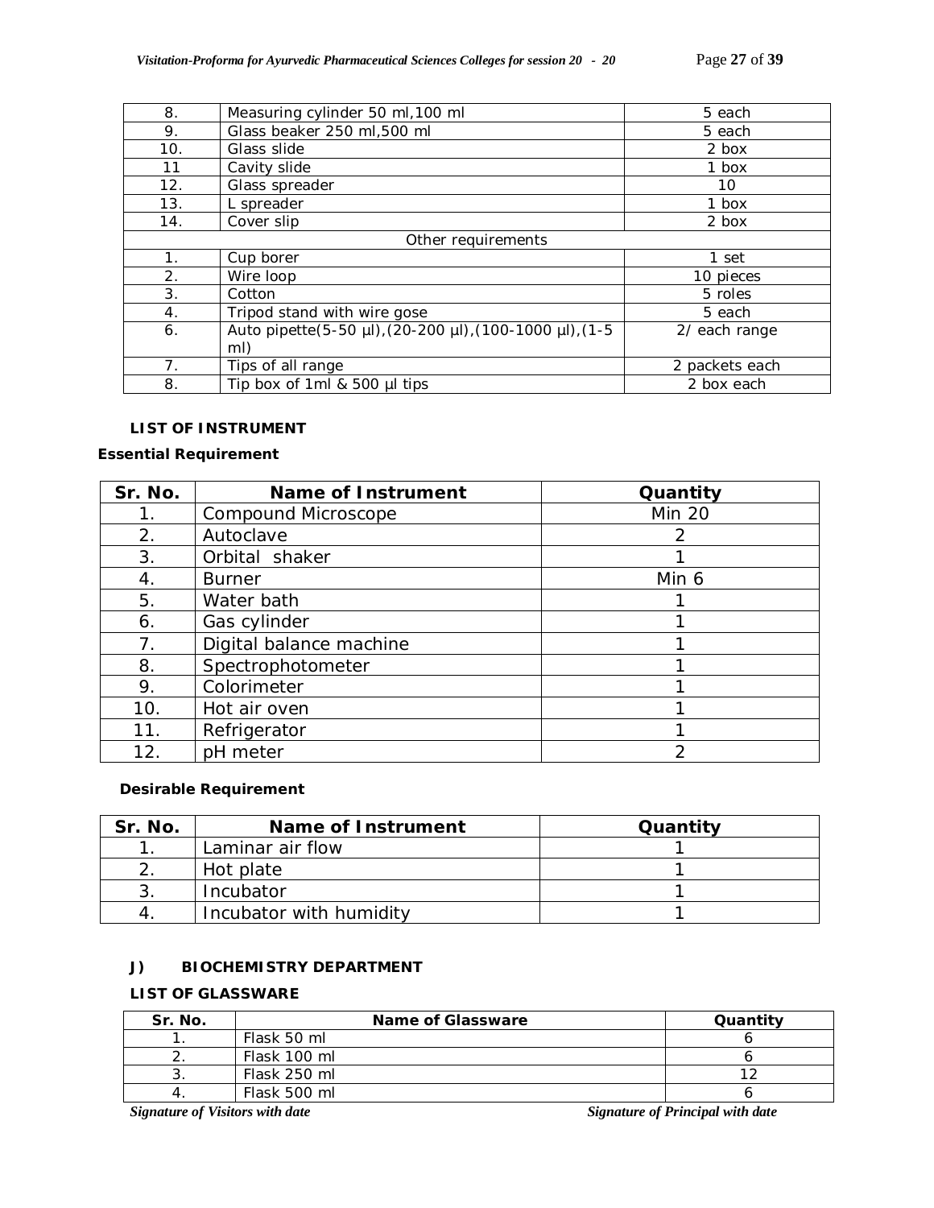| | | |
|---|---|---|
| 8. | Measuring cylinder 50 ml,100 ml | 5 each |
| 9. | Glass beaker 250 ml,500 ml | 5 each |
| 10. | Glass slide | 2 box |
| 11 | Cavity slide | 1 box |
| 12. | Glass spreader | 10 |
| 13. | L spreader | 1 box |
| 14. | Cover slip | 2 box |
| | Other requirements | |
| 1. | Cup borer | 1 set |
| 2. | Wire loop | 10 pieces |
| 3. | Cotton | 5 roles |
| 4. | Tripod stand with wire gose | 5 each |
| 6. | Auto pipette(5-50 µl),(20-200 µl),(100-1000 µl),(1-5 ml) | 2/ each range |
| 7. | Tips of all range | 2 packets each |
| 8. | Tip box of 1ml & 500 µl tips | 2 box each |

**LIST OF INSTRUMENT**

**Essential Requirement**

| Sr. No. | Name of Instrument | Quantity |
|---|---|---|
| 1. | Compound Microscope | Min 20 |
| 2. | Autoclave | 2 |
| 3. | Orbital shaker | 1 |
| 4. | Burner | Min 6 |
| 5. | Water bath | 1 |
| 6. | Gas cylinder | 1 |
| 7. | Digital balance machine | 1 |
| 8. | Spectrophotometer | 1 |
| 9. | Colorimeter | 1 |
| 10. | Hot air oven | 1 |
| 11. | Refrigerator | 1 |
| 12. | pH meter | 2 |

**Desirable Requirement**

| Sr. No. | Name of Instrument | Quantity |
|---|---|---|
| 1. | Laminar air flow | 1 |
| 2. | Hot plate | 1 |
| 3. | Incubator | 1 |
| 4. | Incubator with humidity | 1 |

**J) BIOCHEMISTRY DEPARTMENT**

**LIST OF GLASSWARE**

| Sr. No. | Name of Glassware | Quantity |
|---|---|---|
| 1. | Flask 50 ml | 6 |
| 2. | Flask 100 ml | 6 |
| 3. | Flask 250 ml | 12 |
| 4. | Flask 500 ml | 6 |

*Signature of Visitors with date* *Signature of Principal with date*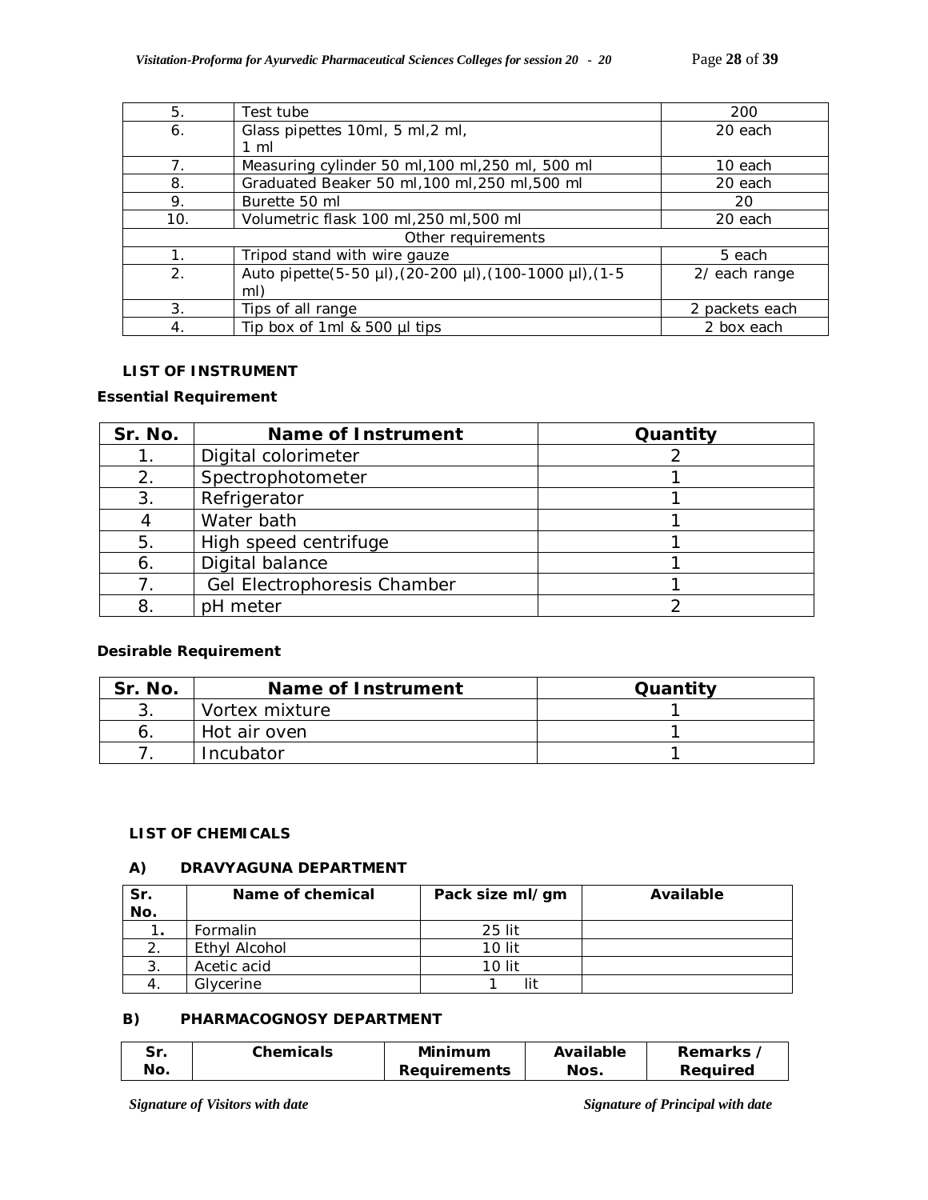| 5. | Test tube | 200 |
|---|---|---|
| 6. | Glass pipettes 10ml, 5 ml,2 ml, 1 ml | 20 each |
| 7. | Measuring cylinder 50 ml,100 ml,250 ml, 500 ml | 10 each |
| 8. | Graduated Beaker 50 ml,100 ml,250 ml,500 ml | 20 each |
| 9. | Burette 50 ml | 20 |
| 10. | Volumetric flask 100 ml,250 ml,500 ml | 20 each |
| Other requirements | | |
| 1. | Tripod stand with wire gauze | 5 each |
| 2. | Auto pipette(5-50 µl),(20-200 µl),(100-1000 µl),(1-5 ml) | 2/ each range |
| 3. | Tips of all range | 2 packets each |
| 4. | Tip box of 1ml & 500 µl tips | 2 box each |

**LIST OF INSTRUMENT**

**Essential Requirement**

| Sr. No. | Name of Instrument | Quantity |
|---|---|---|
| 1. | Digital colorimeter | 2 |
| 2. | Spectrophotometer | 1 |
| 3. | Refrigerator | 1 |
| 4 | Water bath | 1 |
| 5. | High speed centrifuge | 1 |
| 6. | Digital balance | 1 |
| 7. | Gel Electrophoresis Chamber | 1 |
| 8. | pH meter | 2 |

**Desirable Requirement**

| Sr. No. | Name of Instrument | Quantity |
|---|---|---|
| 3. | Vortex mixture | 1 |
| 6. | Hot air oven | 1 |
| 7. | Incubator | 1 |

**LIST OF CHEMICALS**

**A) DRAVYAGUNA DEPARTMENT**

| Sr. No. | Name of chemical | Pack size ml/gm | Available |
|---|---|---|---|
| 1. | Formalin | 25 lit | |
| 2. | Ethyl Alcohol | 10 lit | |
| 3. | Acetic acid | 10 lit | |
| 4. | Glycerine | 1 lit | |

**B) PHARMACOGNOSY DEPARTMENT**

| Sr. No. | Chemicals | Minimum Requirements | Available Nos. | Remarks / Required |
|---|---|---|---|---|

*Signature of Visitors with date* *Signature of Principal with date*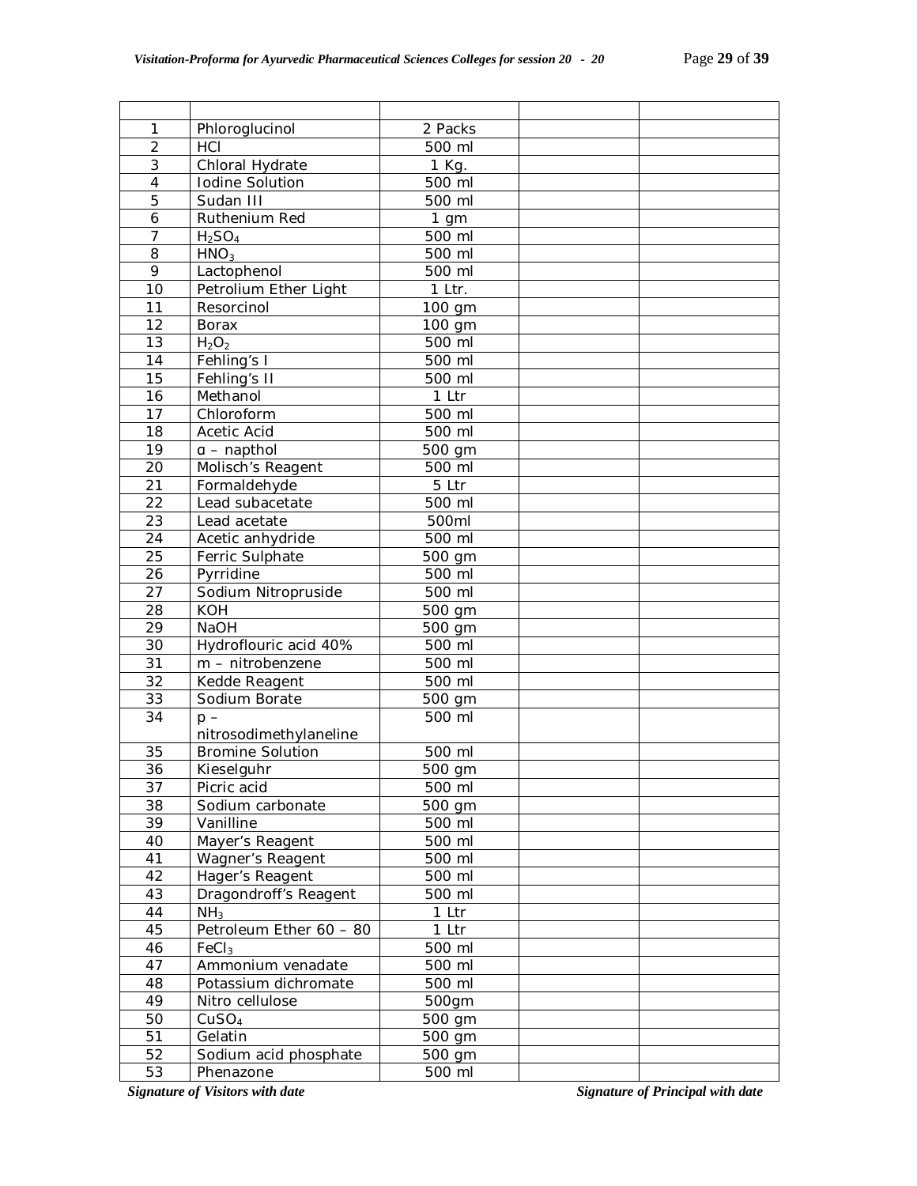| | | | | |
|---|---|---|---|---|
| 1 | Phloroglucinol | 2 Packs | | |
| 2 | HCl | 500 ml | | |
| 3 | Chloral Hydrate | 1 Kg. | | |
| 4 | Iodine Solution | 500 ml | | |
| 5 | Sudan III | 500 ml | | |
| 6 | Ruthenium Red | 1 gm | | |
| 7 | $H_2SO_4$ | 500 ml | | |
| 8 | $HNO_3$ | 500 ml | | |
| 9 | Lactophenol | 500 ml | | |
| 10 | Petrolium Ether Light | 1 Ltr. | | |
| 11 | Resorcinol | 100 gm | | |
| 12 | Borax | 100 gm | | |
| 13 | $H_2O_2$ | 500 ml | | |
| 14 | Fehling's I | 500 ml | | |
| 15 | Fehling's II | 500 ml | | |
| 16 | Methanol | 1 Ltr | | |
| 17 | Chloroform | 500 ml | | |
| 18 | Acetic Acid | 500 ml | | |
| 19 | α – napthol | 500 gm | | |
| 20 | Molisch's Reagent | 500 ml | | |
| 21 | Formaldehyde | 5 Ltr | | |
| 22 | Lead subacetate | 500 ml | | |
| 23 | Lead acetate | 500ml | | |
| 24 | Acetic anhydride | 500 ml | | |
| 25 | Ferric Sulphate | 500 gm | | |
| 26 | Pyrridine | 500 ml | | |
| 27 | Sodium Nitropruside | 500 ml | | |
| 28 | KOH | 500 gm | | |
| 29 | NaOH | 500 gm | | |
| 30 | Hydroflouric acid 40% | 500 ml | | |
| 31 | m – nitrobenzene | 500 ml | | |
| 32 | Kedde Reagent | 500 ml | | |
| 33 | Sodium Borate | 500 gm | | |
| 34 | p – nitrosodimethylaneline | 500 ml | | |
| 35 | Bromine Solution | 500 ml | | |
| 36 | Kieselguhr | 500 gm | | |
| 37 | Picric acid | 500 ml | | |
| 38 | Sodium carbonate | 500 gm | | |
| 39 | Vanilline | 500 ml | | |
| 40 | Mayer's Reagent | 500 ml | | |
| 41 | Wagner's Reagent | 500 ml | | |
| 42 | Hager's Reagent | 500 ml | | |
| 43 | Dragondroff's Reagent | 500 ml | | |
| 44 | $NH_3$ | 1 Ltr | | |
| 45 | Petroleum Ether 60 – 80 | 1 Ltr | | |
| 46 | $FeCl_3$ | 500 ml | | |
| 47 | Ammonium venadate | 500 ml | | |
| 48 | Potassium dichromate | 500 ml | | |
| 49 | Nitro cellulose | 500gm | | |
| 50 | $CuSO_4$ | 500 gm | | |
| 51 | Gelatin | 500 gm | | |
| 52 | Sodium acid phosphate | 500 gm | | |
| 53 | Phenazone | 500 ml | | |

*Signature of Visitors with date* *Signature of Principal with date*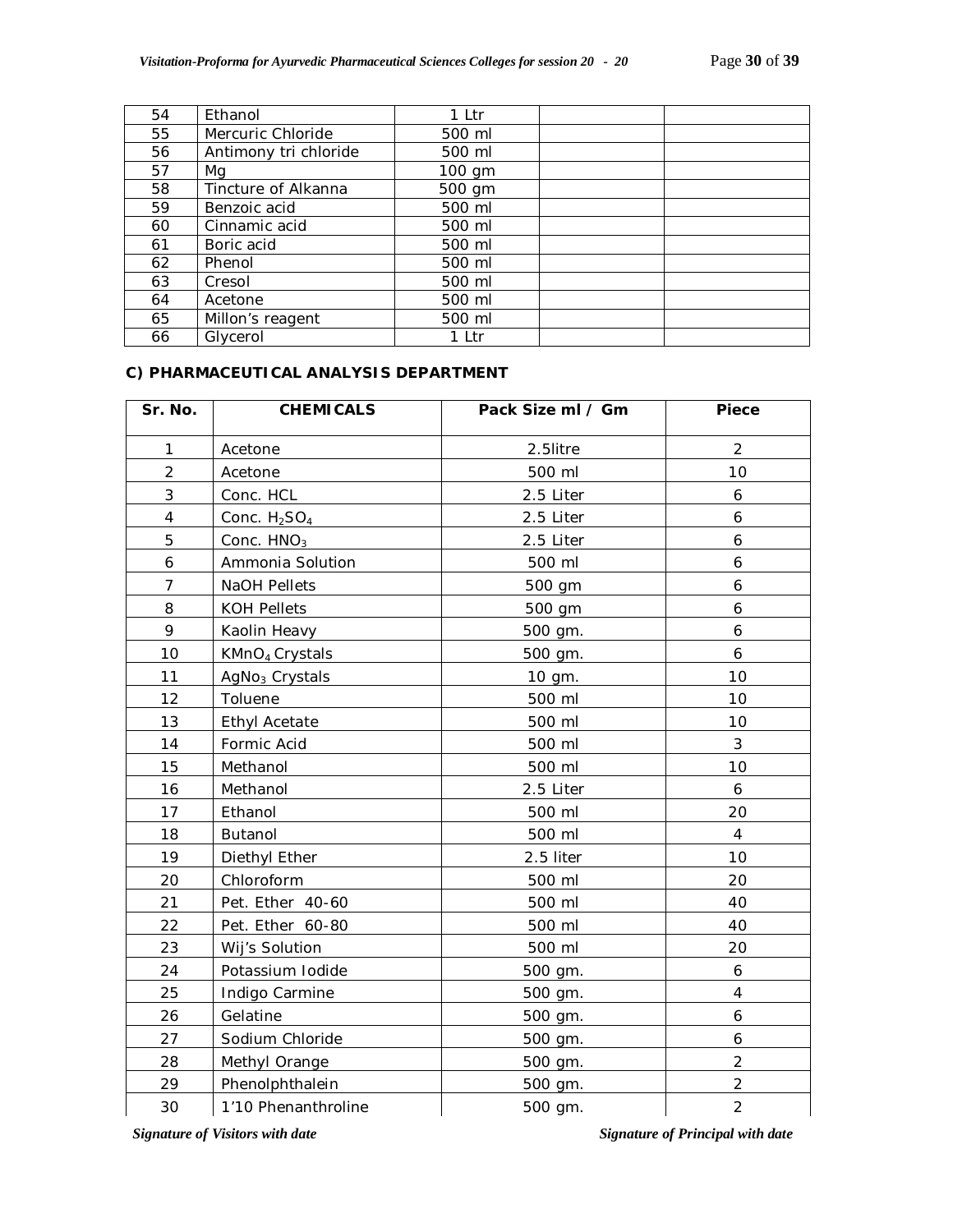| 54 | Ethanol | 1 Ltr | | |
|---|---|---|---|---|
| 55 | Mercuric Chloride | 500 ml | | |
| 56 | Antimony tri chloride | 500 ml | | |
| 57 | Mg | 100 gm | | |
| 58 | Tincture of Alkanna | 500 gm | | |
| 59 | Benzoic acid | 500 ml | | |
| 60 | Cinnamic acid | 500 ml | | |
| 61 | Boric acid | 500 ml | | |
| 62 | Phenol | 500 ml | | |
| 63 | Cresol | 500 ml | | |
| 64 | Acetone | 500 ml | | |
| 65 | Millon's reagent | 500 ml | | |
| 66 | Glycerol | 1 Ltr | | |

**C) PHARMACEUTICAL ANALYSIS DEPARTMENT**

| Sr. No. | CHEMICALS | Pack Size ml / Gm | Piece |
|---|---|---|---|
| 1 | Acetone | 2.5litre | 2 |
| 2 | Acetone | 500 ml | 10 |
| 3 | Conc. HCL | 2.5 Liter | 6 |
| 4 | Conc. $H_2SO_4$ | 2.5 Liter | 6 |
| 5 | Conc. $HNO_3$ | 2.5 Liter | 6 |
| 6 | Ammonia Solution | 500 ml | 6 |
| 7 | NaOH Pellets | 500 gm | 6 |
| 8 | KOH Pellets | 500 gm | 6 |
| 9 | Kaolin Heavy | 500 gm. | 6 |
| 10 | $KMnO_4$ Crystals | 500 gm. | 6 |
| 11 | $AgNo_3$ Crystals | 10 gm. | 10 |
| 12 | Toluene | 500 ml | 10 |
| 13 | Ethyl Acetate | 500 ml | 10 |
| 14 | Formic Acid | 500 ml | 3 |
| 15 | Methanol | 500 ml | 10 |
| 16 | Methanol | 2.5 Liter | 6 |
| 17 | Ethanol | 500 ml | 20 |
| 18 | Butanol | 500 ml | 4 |
| 19 | Diethyl Ether | 2.5 liter | 10 |
| 20 | Chloroform | 500 ml | 20 |
| 21 | Pet. Ether 40-60 | 500 ml | 40 |
| 22 | Pet. Ether 60-80 | 500 ml | 40 |
| 23 | Wij's Solution | 500 ml | 20 |
| 24 | Potassium Iodide | 500 gm. | 6 |
| 25 | Indigo Carmine | 500 gm. | 4 |
| 26 | Gelatine | 500 gm. | 6 |
| 27 | Sodium Chloride | 500 gm. | 6 |
| 28 | Methyl Orange | 500 gm. | 2 |
| 29 | Phenolphthalein | 500 gm. | 2 |
| 30 | 1'10 Phenanthroline | 500 gm. | 2 |

*Signature of Visitors with date* *Signature of Principal with date*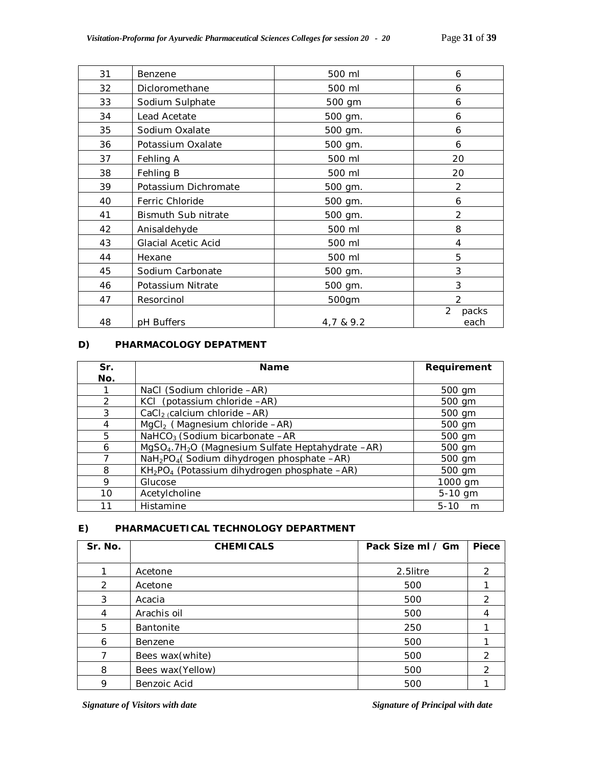| 31 | Benzene | 500 ml | 6 |
|---|---|---|---|
| 32 | Dicloromethane | 500 ml | 6 |
| 33 | Sodium Sulphate | 500 gm | 6 |
| 34 | Lead Acetate | 500 gm. | 6 |
| 35 | Sodium Oxalate | 500 gm. | 6 |
| 36 | Potassium Oxalate | 500 gm. | 6 |
| 37 | Fehling A | 500 ml | 20 |
| 38 | Fehling B | 500 ml | 20 |
| 39 | Potassium Dichromate | 500 gm. | 2 |
| 40 | Ferric Chloride | 500 gm. | 6 |
| 41 | Bismuth Sub nitrate | 500 gm. | 2 |
| 42 | Anisaldehyde | 500 ml | 8 |
| 43 | Glacial Acetic Acid | 500 ml | 4 |
| 44 | Hexane | 500 ml | 5 |
| 45 | Sodium Carbonate | 500 gm. | 3 |
| 46 | Potassium Nitrate | 500 gm. | 3 |
| 47 | Resorcinol | 500gm | 2 |
| 48 | pH Buffers | 4,7 & 9.2 | 2 packs each |

**D) PHARMACOLOGY DEPATMENT**

| Sr. No. | Name | Requirement |
|---|---|---|
| 1 | NaCl (Sodium chloride –AR) | 500 gm |
| 2 | KCl (potassium chloride –AR) | 500 gm |
| 3 | $CaCl_2$ (calcium chloride –AR) | 500 gm |
| 4 | $MgCl_2$ ( Magnesium chloride –AR) | 500 gm |
| 5 | $NaHCO_3$ (Sodium bicarbonate –AR | 500 gm |
| 6 | $MgSO_4.7H_2O$ (Magnesium Sulfate Heptahydrate –AR) | 500 gm |
| 7 | $NaH_2PO_4$( Sodium dihydrogen phosphate –AR) | 500 gm |
| 8 | $KH_2PO_4$ (Potassium dihydrogen phosphate –AR) | 500 gm |
| 9 | Glucose | 1000 gm |
| 10 | Acetylcholine | 5-10 gm |
| 11 | Histamine | 5-10 m |

**E) PHARMACUETICAL TECHNOLOGY DEPARTMENT**

| Sr. No. | CHEMICALS | Pack Size ml / Gm | Piece |
|---|---|---|---|
| 1 | Acetone | 2.5litre | 2 |
| 2 | Acetone | 500 | 1 |
| 3 | Acacia | 500 | 2 |
| 4 | Arachis oil | 500 | 4 |
| 5 | Bantonite | 250 | 1 |
| 6 | Benzene | 500 | 1 |
| 7 | Bees wax(white) | 500 | 2 |
| 8 | Bees wax(Yellow) | 500 | 2 |
| 9 | Benzoic Acid | 500 | 1 |

*Signature of Visitors with date* *Signature of Principal with date*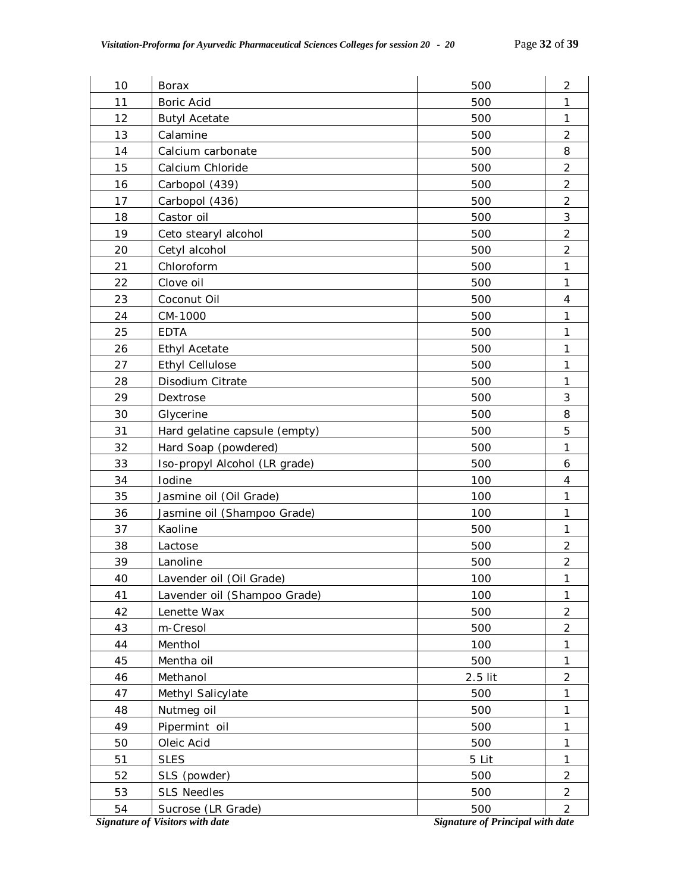| | | | |
|---|---|---|---|
| 10 | Borax | 500 | 2 |
| 11 | Boric Acid | 500 | 1 |
| 12 | Butyl Acetate | 500 | 1 |
| 13 | Calamine | 500 | 2 |
| 14 | Calcium carbonate | 500 | 8 |
| 15 | Calcium Chloride | 500 | 2 |
| 16 | Carbopol (439) | 500 | 2 |
| 17 | Carbopol (436) | 500 | 2 |
| 18 | Castor oil | 500 | 3 |
| 19 | Ceto stearyl alcohol | 500 | 2 |
| 20 | Cetyl alcohol | 500 | 2 |
| 21 | Chloroform | 500 | 1 |
| 22 | Clove oil | 500 | 1 |
| 23 | Coconut Oil | 500 | 4 |
| 24 | CM-1000 | 500 | 1 |
| 25 | EDTA | 500 | 1 |
| 26 | Ethyl Acetate | 500 | 1 |
| 27 | Ethyl Cellulose | 500 | 1 |
| 28 | Disodium Citrate | 500 | 1 |
| 29 | Dextrose | 500 | 3 |
| 30 | Glycerine | 500 | 8 |
| 31 | Hard gelatine capsule (empty) | 500 | 5 |
| 32 | Hard Soap (powdered) | 500 | 1 |
| 33 | Iso-propyl Alcohol (LR grade) | 500 | 6 |
| 34 | Iodine | 100 | 4 |
| 35 | Jasmine oil (Oil Grade) | 100 | 1 |
| 36 | Jasmine oil (Shampoo Grade) | 100 | 1 |
| 37 | Kaoline | 500 | 1 |
| 38 | Lactose | 500 | 2 |
| 39 | Lanoline | 500 | 2 |
| 40 | Lavender oil (Oil Grade) | 100 | 1 |
| 41 | Lavender oil (Shampoo Grade) | 100 | 1 |
| 42 | Lenette Wax | 500 | 2 |
| 43 | m-Cresol | 500 | 2 |
| 44 | Menthol | 100 | 1 |
| 45 | Mentha oil | 500 | 1 |
| 46 | Methanol | 2.5 lit | 2 |
| 47 | Methyl Salicylate | 500 | 1 |
| 48 | Nutmeg oil | 500 | 1 |
| 49 | Pipermint oil | 500 | 1 |
| 50 | Oleic Acid | 500 | 1 |
| 51 | SLES | 5 Lit | 1 |
| 52 | SLS (powder) | 500 | 2 |
| 53 | SLS Needles | 500 | 2 |
| 54 | Sucrose (LR Grade) | 500 | 2 |

*Signature of Visitors with date* *Signature of Principal with date*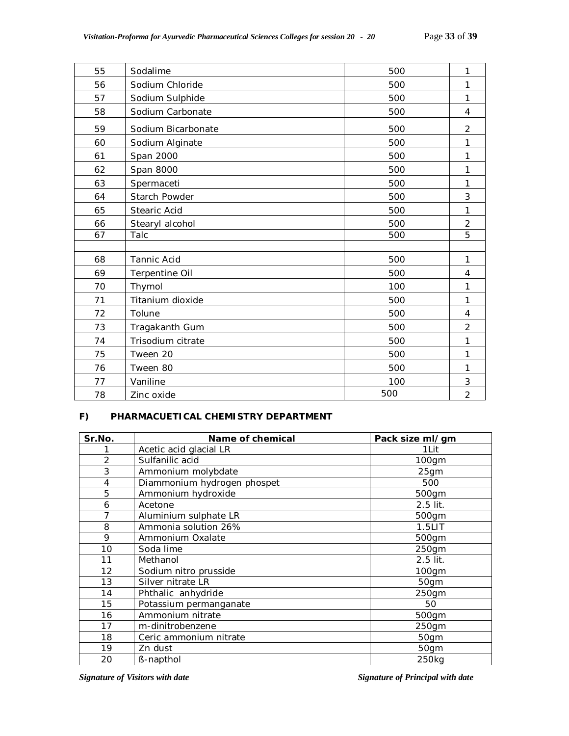| 55 | Sodalime | 500 | 1 |
|---|---|---|---|
| 56 | Sodium Chloride | 500 | 1 |
| 57 | Sodium Sulphide | 500 | 1 |
| 58 | Sodium Carbonate | 500 | 4 |
| 59 | Sodium Bicarbonate | 500 | 2 |
| 60 | Sodium Alginate | 500 | 1 |
| 61 | Span 2000 | 500 | 1 |
| 62 | Span 8000 | 500 | 1 |
| 63 | Spermaceti | 500 | 1 |
| 64 | Starch Powder | 500 | 3 |
| 65 | Stearic Acid | 500 | 1 |
| 66 | Stearyl alcohol | 500 | 2 |
| 67 | Talc | 500 | 5 |
| | | | |
| 68 | Tannic Acid | 500 | 1 |
| 69 | Terpentine Oil | 500 | 4 |
| 70 | Thymol | 100 | 1 |
| 71 | Titanium dioxide | 500 | 1 |
| 72 | Tolune | 500 | 4 |
| 73 | Tragakanth Gum | 500 | 2 |
| 74 | Trisodium citrate | 500 | 1 |
| 75 | Tween 20 | 500 | 1 |
| 76 | Tween 80 | 500 | 1 |
| 77 | Vaniline | 100 | 3 |
| 78 | Zinc oxide | 500 | 2 |

**F) PHARMACUETICAL CHEMISTRY DEPARTMENT**

| Sr.No. | Name of chemical | Pack size ml/gm |
|---|---|---|
| 1 | Acetic acid glacial LR | 1Lit |
| 2 | Sulfanilic acid | 100gm |
| 3 | Ammonium molybdate | 25gm |
| 4 | Diammonium hydrogen phospet | 500 |
| 5 | Ammonium hydroxide | 500gm |
| 6 | Acetone | 2.5 lit. |
| 7 | Aluminium sulphate LR | 500gm |
| 8 | Ammonia solution 26% | 1.5LIT |
| 9 | Ammonium Oxalate | 500gm |
| 10 | Soda lime | 250gm |
| 11 | Methanol | 2.5 lit. |
| 12 | Sodium nitro prusside | 100gm |
| 13 | Silver nitrate LR | 50gm |
| 14 | Phthalic anhydride | 250gm |
| 15 | Potassium permanganate | 50 |
| 16 | Ammonium nitrate | 500gm |
| 17 | m-dinitrobenzene | 250gm |
| 18 | Ceric ammonium nitrate | 50gm |
| 19 | Zn dust | 50gm |
| 20 | ß-napthol | 250kg |

*Signature of Visitors with date* *Signature of Principal with date*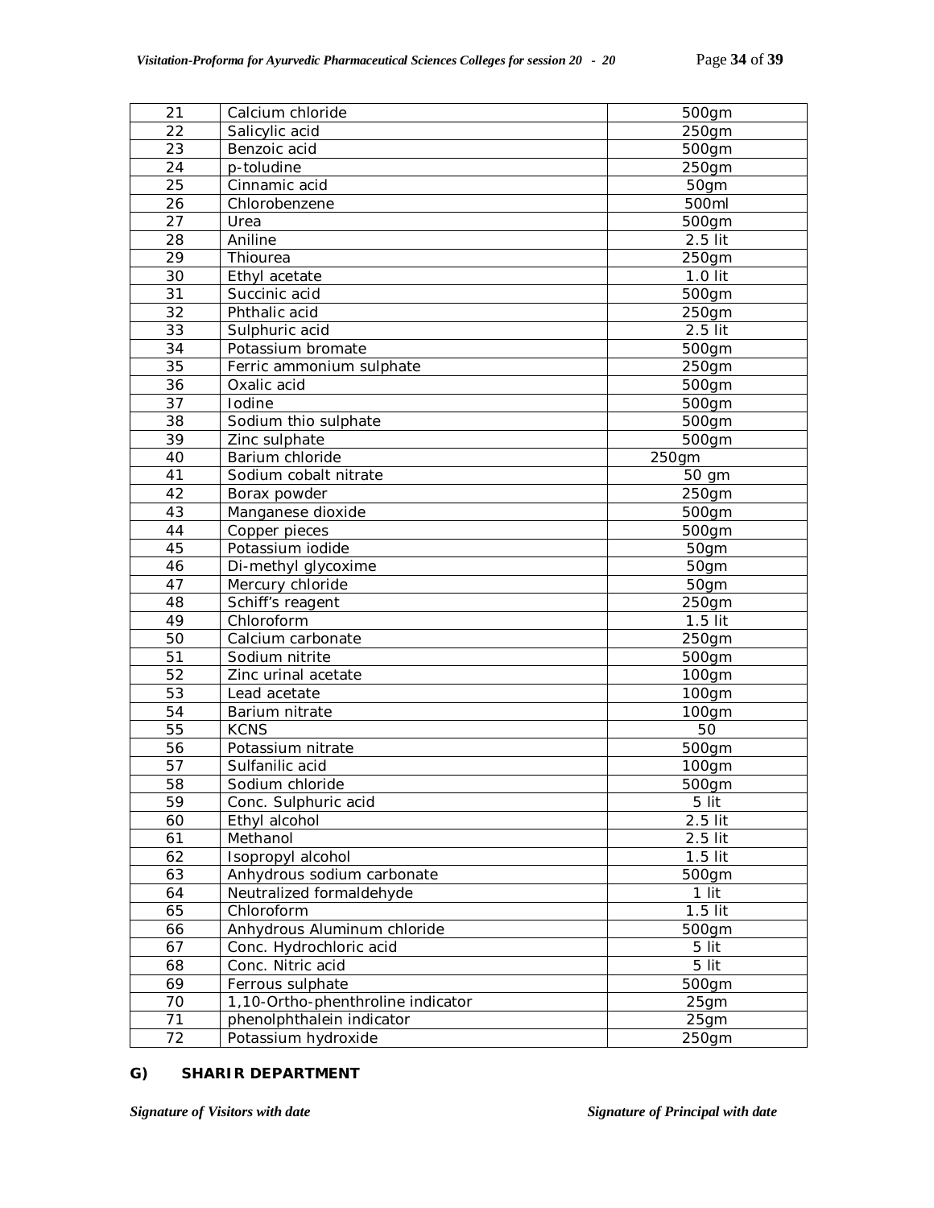| 21 | Calcium chloride | 500gm |
|---|---|---|
| 22 | Salicylic acid | 250gm |
| 23 | Benzoic acid | 500gm |
| 24 | p-toludine | 250gm |
| 25 | Cinnamic acid | 50gm |
| 26 | Chlorobenzene | 500ml |
| 27 | Urea | 500gm |
| 28 | Aniline | 2.5 lit |
| 29 | Thiourea | 250gm |
| 30 | Ethyl acetate | 1.0 lit |
| 31 | Succinic acid | 500gm |
| 32 | Phthalic acid | 250gm |
| 33 | Sulphuric acid | 2.5 lit |
| 34 | Potassium bromate | 500gm |
| 35 | Ferric ammonium sulphate | 250gm |
| 36 | Oxalic acid | 500gm |
| 37 | Iodine | 500gm |
| 38 | Sodium thio sulphate | 500gm |
| 39 | Zinc sulphate | 500gm |
| 40 | Barium chloride | 250gm |
| 41 | Sodium cobalt nitrate | 50 gm |
| 42 | Borax powder | 250gm |
| 43 | Manganese dioxide | 500gm |
| 44 | Copper pieces | 500gm |
| 45 | Potassium iodide | 50gm |
| 46 | Di-methyl glycoxime | 50gm |
| 47 | Mercury chloride | 50gm |
| 48 | Schiff's reagent | 250gm |
| 49 | Chloroform | 1.5 lit |
| 50 | Calcium carbonate | 250gm |
| 51 | Sodium nitrite | 500gm |
| 52 | Zinc urinal acetate | 100gm |
| 53 | Lead acetate | 100gm |
| 54 | Barium nitrate | 100gm |
| 55 | KCNS | 50 |
| 56 | Potassium nitrate | 500gm |
| 57 | Sulfanilic acid | 100gm |
| 58 | Sodium chloride | 500gm |
| 59 | Conc. Sulphuric acid | 5 lit |
| 60 | Ethyl alcohol | 2.5 lit |
| 61 | Methanol | 2.5 lit |
| 62 | Isopropyl alcohol | 1.5 lit |
| 63 | Anhydrous sodium carbonate | 500gm |
| 64 | Neutralized formaldehyde | 1 lit |
| 65 | Chloroform | 1.5 lit |
| 66 | Anhydrous Aluminum chloride | 500gm |
| 67 | Conc. Hydrochloric acid | 5 lit |
| 68 | Conc. Nitric acid | 5 lit |
| 69 | Ferrous sulphate | 500gm |
| 70 | 1,10-Ortho-phenthroline indicator | 25gm |
| 71 | phenolphthalein indicator | 25gm |
| 72 | Potassium hydroxide | 250gm |

**G) SHARIR DEPARTMENT**

*Signature of Visitors with date* *Signature of Principal with date*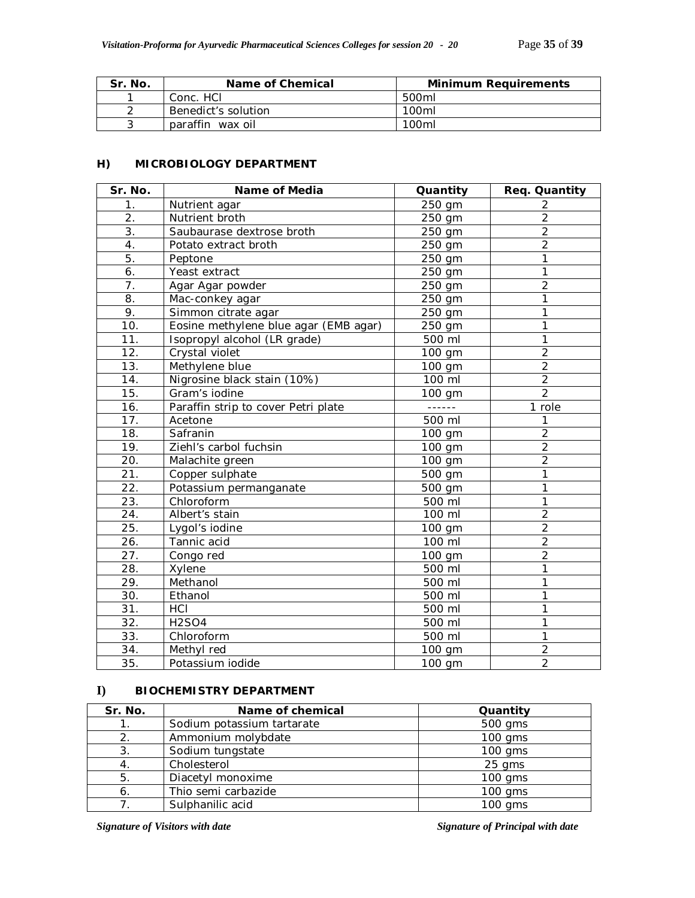| Sr. No. | Name of Chemical | Minimum Requirements |
|---|---|---|
| 1 | Conc. HCl | 500ml |
| 2 | Benedict's solution | 100ml |
| 3 | paraffin wax oil | 100ml |

#### H) MICROBIOLOGY DEPARTMENT

| Sr. No. | Name of Media | Quantity | Req. Quantity |
|---|---|---|---|
| 1. | Nutrient agar | 250 gm | 2 |
| 2. | Nutrient broth | 250 gm | 2 |
| 3. | Saubaurase dextrose broth | 250 gm | 2 |
| 4. | Potato extract broth | 250 gm | 2 |
| 5. | Peptone | 250 gm | 1 |
| 6. | Yeast extract | 250 gm | 1 |
| 7. | Agar Agar powder | 250 gm | 2 |
| 8. | Mac-conkey agar | 250 gm | 1 |
| 9. | Simmon citrate agar | 250 gm | 1 |
| 10. | Eosine methylene blue agar (EMB agar) | 250 gm | 1 |
| 11. | Isopropyl alcohol (LR grade) | 500 ml | 1 |
| 12. | Crystal violet | 100 gm | 2 |
| 13. | Methylene blue | 100 gm | 2 |
| 14. | Nigrosine black stain (10%) | 100 ml | 2 |
| 15. | Gram's iodine | 100 gm | 2 |
| 16. | Paraffin strip to cover Petri plate | ------ | 1 role |
| 17. | Acetone | 500 ml | 1 |
| 18. | Safranin | 100 gm | 2 |
| 19. | Ziehl's carbol fuchsin | 100 gm | 2 |
| 20. | Malachite green | 100 gm | 2 |
| 21. | Copper sulphate | 500 gm | 1 |
| 22. | Potassium permanganate | 500 gm | 1 |
| 23. | Chloroform | 500 ml | 1 |
| 24. | Albert's stain | 100 ml | 2 |
| 25. | Lygol's iodine | 100 gm | 2 |
| 26. | Tannic acid | 100 ml | 2 |
| 27. | Congo red | 100 gm | 2 |
| 28. | Xylene | 500 ml | 1 |
| 29. | Methanol | 500 ml | 1 |
| 30. | Ethanol | 500 ml | 1 |
| 31. | HCl | 500 ml | 1 |
| 32. | $H_2SO_4$ | 500 ml | 1 |
| 33. | Chloroform | 500 ml | 1 |
| 34. | Methyl red | 100 gm | 2 |
| 35. | Potassium iodide | 100 gm | 2 |

#### I) BIOCHEMISTRY DEPARTMENT

| Sr. No. | Name of chemical | Quantity |
|---|---|---|
| 1. | Sodium potassium tartarate | 500 gms |
| 2. | Ammonium molybdate | 100 gms |
| 3. | Sodium tungstate | 100 gms |
| 4. | Cholesterol | 25 gms |
| 5. | Diacetyl monoxime | 100 gms |
| 6. | Thio semi carbazide | 100 gms |
| 7. | Sulphanilic acid | 100 gms |

*Signature of Visitors with date* *Signature of Principal with date*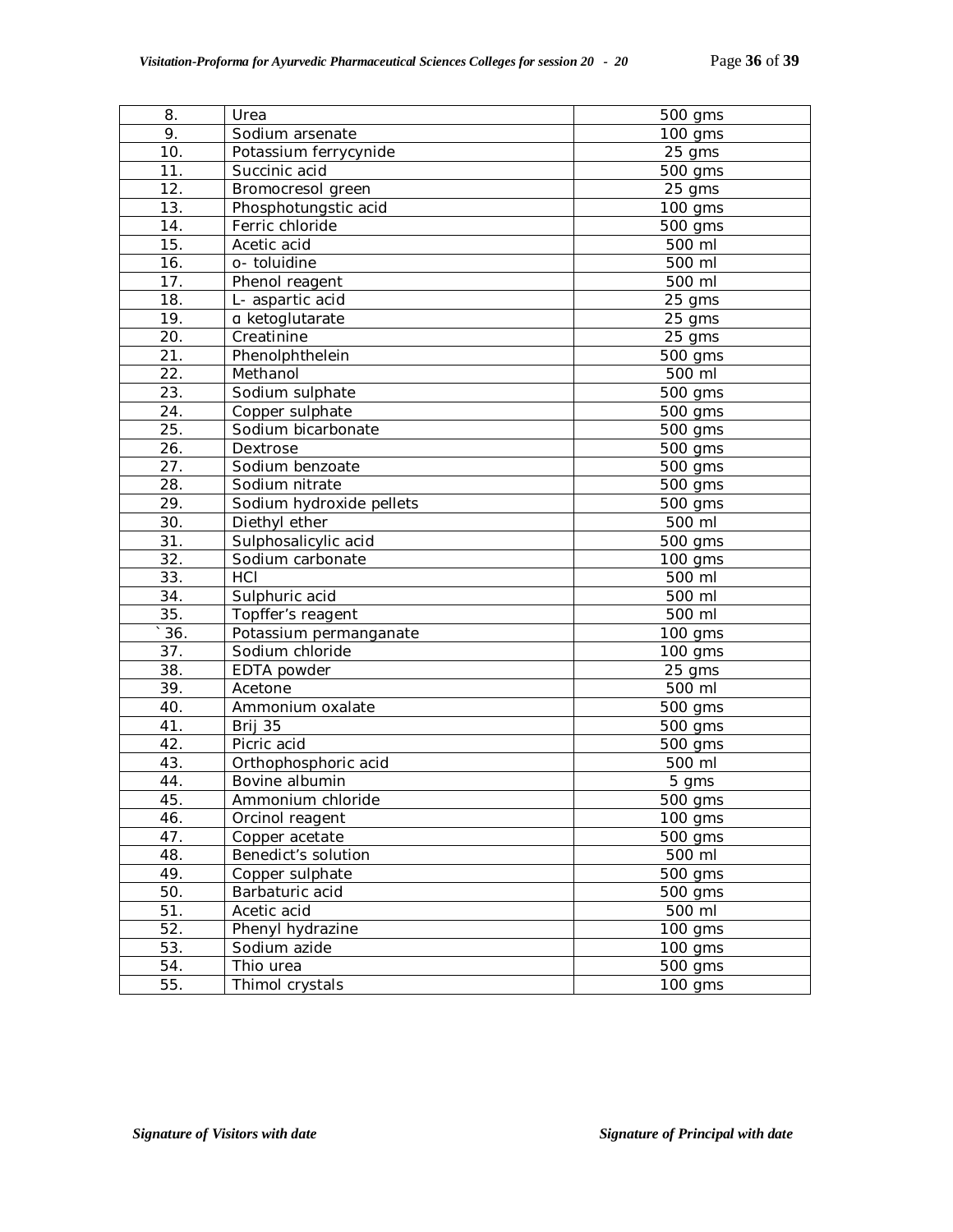| 8. | Urea | 500 gms |
|---|---|---|
| 9. | Sodium arsenate | 100 gms |
| 10. | Potassium ferrycynide | 25 gms |
| 11. | Succinic acid | 500 gms |
| 12. | Bromocresol green | 25 gms |
| 13. | Phosphotungstic acid | 100 gms |
| 14. | Ferric chloride | 500 gms |
| 15. | Acetic acid | 500 ml |
| 16. | o- toluidine | 500 ml |
| 17. | Phenol reagent | 500 ml |
| 18. | L- aspartic acid | 25 gms |
| 19. | α ketoglutarate | 25 gms |
| 20. | Creatinine | 25 gms |
| 21. | Phenolphthelein | 500 gms |
| 22. | Methanol | 500 ml |
| 23. | Sodium sulphate | 500 gms |
| 24. | Copper sulphate | 500 gms |
| 25. | Sodium bicarbonate | 500 gms |
| 26. | Dextrose | 500 gms |
| 27. | Sodium benzoate | 500 gms |
| 28. | Sodium nitrate | 500 gms |
| 29. | Sodium hydroxide pellets | 500 gms |
| 30. | Diethyl ether | 500 ml |
| 31. | Sulphosalicylic acid | 500 gms |
| 32. | Sodium carbonate | 100 gms |
| 33. | HCl | 500 ml |
| 34. | Sulphuric acid | 500 ml |
| 35. | Topffer's reagent | 500 ml |
| `36. | Potassium permanganate | 100 gms |
| 37. | Sodium chloride | 100 gms |
| 38. | EDTA powder | 25 gms |
| 39. | Acetone | 500 ml |
| 40. | Ammonium oxalate | 500 gms |
| 41. | Brij 35 | 500 gms |
| 42. | Picric acid | 500 gms |
| 43. | Orthophosphoric acid | 500 ml |
| 44. | Bovine albumin | 5 gms |
| 45. | Ammonium chloride | 500 gms |
| 46. | Orcinol reagent | 100 gms |
| 47. | Copper acetate | 500 gms |
| 48. | Benedict's solution | 500 ml |
| 49. | Copper sulphate | 500 gms |
| 50. | Barbaturic acid | 500 gms |
| 51. | Acetic acid | 500 ml |
| 52. | Phenyl hydrazine | 100 gms |
| 53. | Sodium azide | 100 gms |
| 54. | Thio urea | 500 gms |
| 55. | Thimol crystals | 100 gms |

*Signature of Visitors with date* *Signature of Principal with date*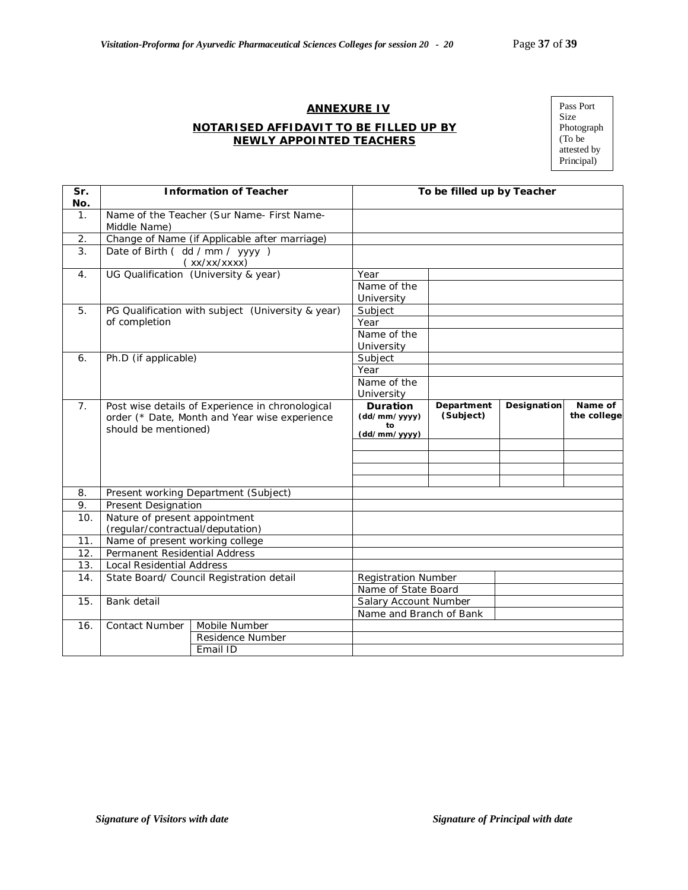## ANNEXURE IV

### NOTARISED AFFIDAVIT TO BE FILLED UP BY NEWLY APPOINTED TEACHERS

Pass Port Size Photograph (To be attested by Principal)

| Sr. No. | Information of Teacher | | To be filled up by Teacher | | | |
|---|---|---|---|---|---|---|
| 1. | Name of the Teacher (Sur Name- First Name- Middle Name) | | | | | |
| 2. | Change of Name (if Applicable after marriage) | | | | | |
| 3. | Date of Birth ( dd / mm / yyyy ) ( xx/xx/xxxx) | | | | | |
| 4. | UG Qualification (University & year) | | Year | | | |
| | | | Name of the University | | | |
| 5. | PG Qualification with subject (University & year) of completion | | Subject | | | |
| | | | Year | | | |
| | | | Name of the University | | | |
| 6. | Ph.D (if applicable) | | Subject | | | |
| | | | Year | | | |
| | | | Name of the University | | | |
| 7. | Post wise details of Experience in chronological order (* Date, Month and Year wise experience should be mentioned) | | **Duration (dd/mm/yyyy) to (dd/mm/yyyy)** | **Department (Subject)** | **Designation** | **Name of the college** |
| | | | | | | |
| | | | | | | |
| | | | | | | |
| | | | | | | |
| 8. | Present working Department (Subject) | | | | | |
| 9. | Present Designation | | | | | |
| 10. | Nature of present appointment (regular/contractual/deputation) | | | | | |
| 11. | Name of present working college | | | | | |
| 12. | Permanent Residential Address | | | | | |
| 13. | Local Residential Address | | | | | |
| 14. | State Board/ Council Registration detail | | Registration Number | | | |
| | | | Name of State Board | | | |
| 15. | Bank detail | | Salary Account Number | | | |
| | | | Name and Branch of Bank | | | |
| 16. | Contact Number | Mobile Number | | | | |
| | | Residence Number | | | | |
| | | Email ID | | | | |

*Signature of Visitors with date* *Signature of Principal with date*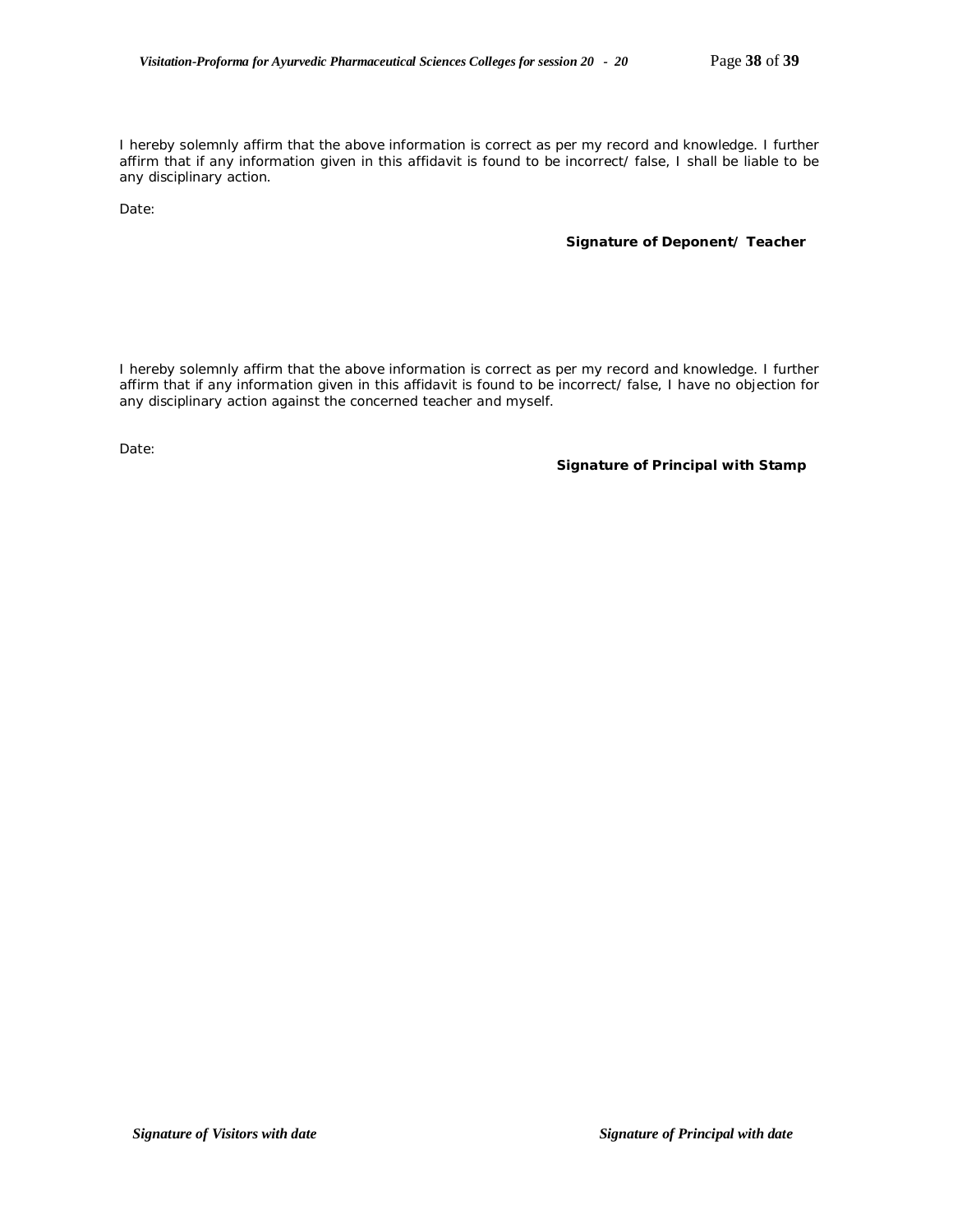I hereby solemnly affirm that the above information is correct as per my record and knowledge. I further affirm that if any information given in this affidavit is found to be incorrect/ false, I shall be liable to be any disciplinary action.

Date:

**Signature of Deponent/ Teacher**

I hereby solemnly affirm that the above information is correct as per my record and knowledge. I further affirm that if any information given in this affidavit is found to be incorrect/ false, I have no objection for any disciplinary action against the concerned teacher and myself.

Date:

**Signature of Principal with Stamp**

***Signature of Visitors with date*** ***Signature of Principal with date***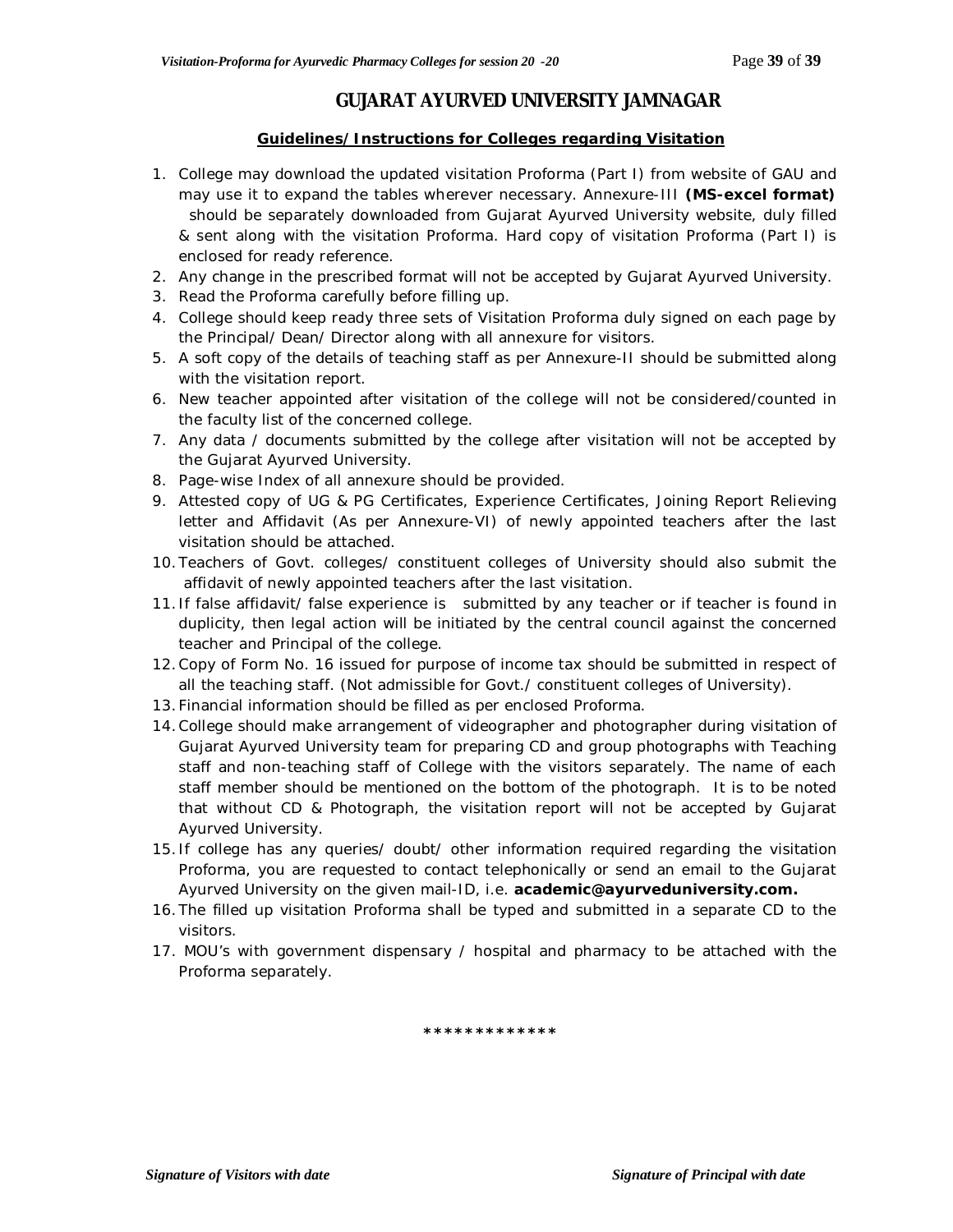# GUJARAT AYURVED UNIVERSITY JAMNAGAR

## Guidelines/Instructions for Colleges regarding Visitation

1. College may download the updated visitation Proforma (Part I) from website of GAU and may use it to expand the tables wherever necessary. Annexure-III **(MS-excel format)** should be separately downloaded from Gujarat Ayurved University website, duly filled & sent along with the visitation Proforma. Hard copy of visitation Proforma (Part I) is enclosed for ready reference.
2. Any change in the prescribed format will not be accepted by Gujarat Ayurved University.
3. Read the Proforma carefully before filling up.
4. College should keep ready three sets of Visitation Proforma duly signed on each page by the Principal/ Dean/ Director along with all annexure for visitors.
5. A soft copy of the details of teaching staff as per Annexure-II should be submitted along with the visitation report.
6. New teacher appointed after visitation of the college will not be considered/counted in the faculty list of the concerned college.
7. Any data / documents submitted by the college after visitation will not be accepted by the Gujarat Ayurved University.
8. Page-wise Index of all annexure should be provided.
9. Attested copy of UG & PG Certificates, Experience Certificates, Joining Report Relieving letter and Affidavit (As per Annexure-VI) of newly appointed teachers after the last visitation should be attached.
10. Teachers of Govt. colleges/ constituent colleges of University should also submit the affidavit of newly appointed teachers after the last visitation.
11. If false affidavit/ false experience is submitted by any teacher or if teacher is found in duplicity, then legal action will be initiated by the central council against the concerned teacher and Principal of the college.
12. Copy of Form No. 16 issued for purpose of income tax should be submitted in respect of all the teaching staff. (Not admissible for Govt./ constituent colleges of University).
13. Financial information should be filled as per enclosed Proforma.
14. College should make arrangement of videographer and photographer during visitation of Gujarat Ayurved University team for preparing CD and group photographs with Teaching staff and non-teaching staff of College with the visitors separately. The name of each staff member should be mentioned on the bottom of the photograph. It is to be noted that without CD & Photograph, the visitation report will not be accepted by Gujarat Ayurved University.
15. If college has any queries/ doubt/ other information required regarding the visitation Proforma, you are requested to contact telephonically or send an email to the Gujarat Ayurved University on the given mail-ID, i.e. **academic@ayurveduniversity.com.**
16. The filled up visitation Proforma shall be typed and submitted in a separate CD to the visitors.
17. MOU's with government dispensary / hospital and pharmacy to be attached with the Proforma separately.

*************

*Signature of Visitors with date* *Signature of Principal with date*